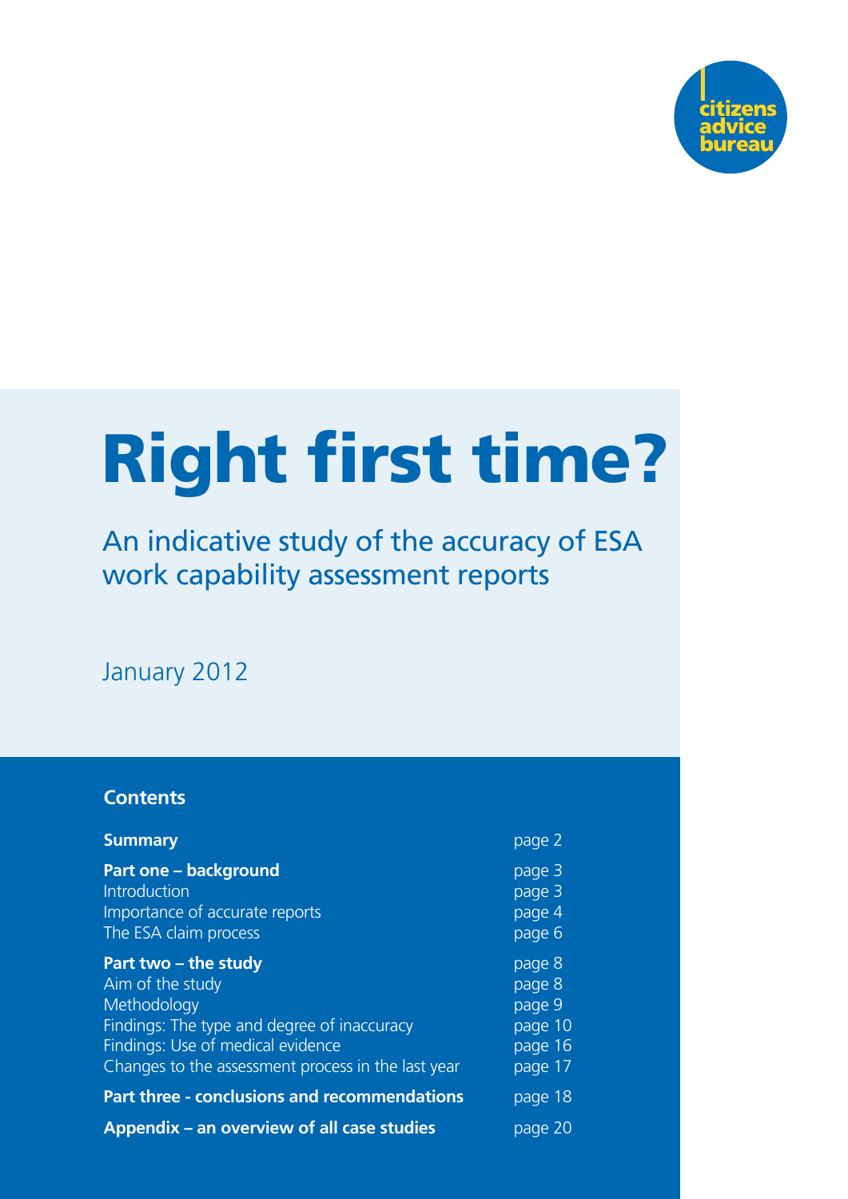citizens advice bureau

# Right first time?

## An indicative study of the accuracy of ESA work capability assessment reports

January 2012

### Contents

| | |
|---|---|
| **Summary** | page 2 |
| **Part one – background** | page 3 |
| Introduction | page 3 |
| Importance of accurate reports | page 4 |
| The ESA claim process | page 6 |
| **Part two – the study** | page 8 |
| Aim of the study | page 8 |
| Methodology | page 9 |
| Findings: The type and degree of inaccuracy | page 10 |
| Findings: Use of medical evidence | page 16 |
| Changes to the assessment process in the last year | page 17 |
| **Part three - conclusions and recommendations** | page 18 |
| **Appendix – an overview of all case studies** | page 20 |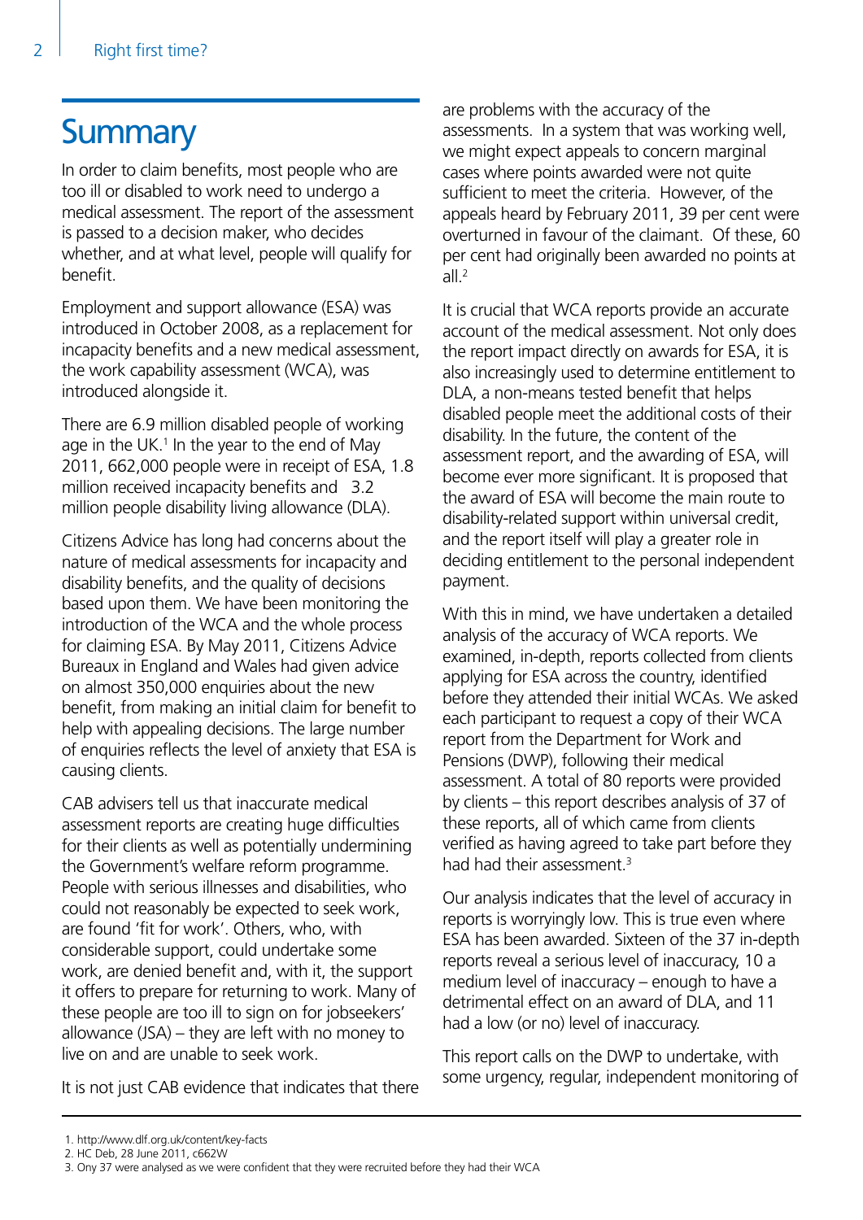# Summary

In order to claim benefits, most people who are too ill or disabled to work need to undergo a medical assessment. The report of the assessment is passed to a decision maker, who decides whether, and at what level, people will qualify for benefit.

Employment and support allowance (ESA) was introduced in October 2008, as a replacement for incapacity benefits and a new medical assessment, the work capability assessment (WCA), was introduced alongside it.

There are 6.9 million disabled people of working age in the UK.[1] In the year to the end of May 2011, 662,000 people were in receipt of ESA, 1.8 million received incapacity benefits and 3.2 million people disability living allowance (DLA).

Citizens Advice has long had concerns about the nature of medical assessments for incapacity and disability benefits, and the quality of decisions based upon them. We have been monitoring the introduction of the WCA and the whole process for claiming ESA. By May 2011, Citizens Advice Bureaux in England and Wales had given advice on almost 350,000 enquiries about the new benefit, from making an initial claim for benefit to help with appealing decisions. The large number of enquiries reflects the level of anxiety that ESA is causing clients.

CAB advisers tell us that inaccurate medical assessment reports are creating huge difficulties for their clients as well as potentially undermining the Government's welfare reform programme. People with serious illnesses and disabilities, who could not reasonably be expected to seek work, are found 'fit for work'. Others, who, with considerable support, could undertake some work, are denied benefit and, with it, the support it offers to prepare for returning to work. Many of these people are too ill to sign on for jobseekers' allowance (JSA) – they are left with no money to live on and are unable to seek work.

It is not just CAB evidence that indicates that there are problems with the accuracy of the assessments. In a system that was working well, we might expect appeals to concern marginal cases where points awarded were not quite sufficient to meet the criteria. However, of the appeals heard by February 2011, 39 per cent were overturned in favour of the claimant. Of these, 60 per cent had originally been awarded no points at all.[2]

It is crucial that WCA reports provide an accurate account of the medical assessment. Not only does the report impact directly on awards for ESA, it is also increasingly used to determine entitlement to DLA, a non-means tested benefit that helps disabled people meet the additional costs of their disability. In the future, the content of the assessment report, and the awarding of ESA, will become ever more significant. It is proposed that the award of ESA will become the main route to disability-related support within universal credit, and the report itself will play a greater role in deciding entitlement to the personal independent payment.

With this in mind, we have undertaken a detailed analysis of the accuracy of WCA reports. We examined, in-depth, reports collected from clients applying for ESA across the country, identified before they attended their initial WCAs. We asked each participant to request a copy of their WCA report from the Department for Work and Pensions (DWP), following their medical assessment. A total of 80 reports were provided by clients – this report describes analysis of 37 of these reports, all of which came from clients verified as having agreed to take part before they had had their assessment.[3]

Our analysis indicates that the level of accuracy in reports is worryingly low. This is true even where ESA has been awarded. Sixteen of the 37 in-depth reports reveal a serious level of inaccuracy, 10 a medium level of inaccuracy – enough to have a detrimental effect on an award of DLA, and 11 had a low (or no) level of inaccuracy.

This report calls on the DWP to undertake, with some urgency, regular, independent monitoring of

1. http://www.dlf.org.uk/content/key-facts
2. HC Deb, 28 June 2011, c662W
3. Ony 37 were analysed as we were confident that they were recruited before they had their WCA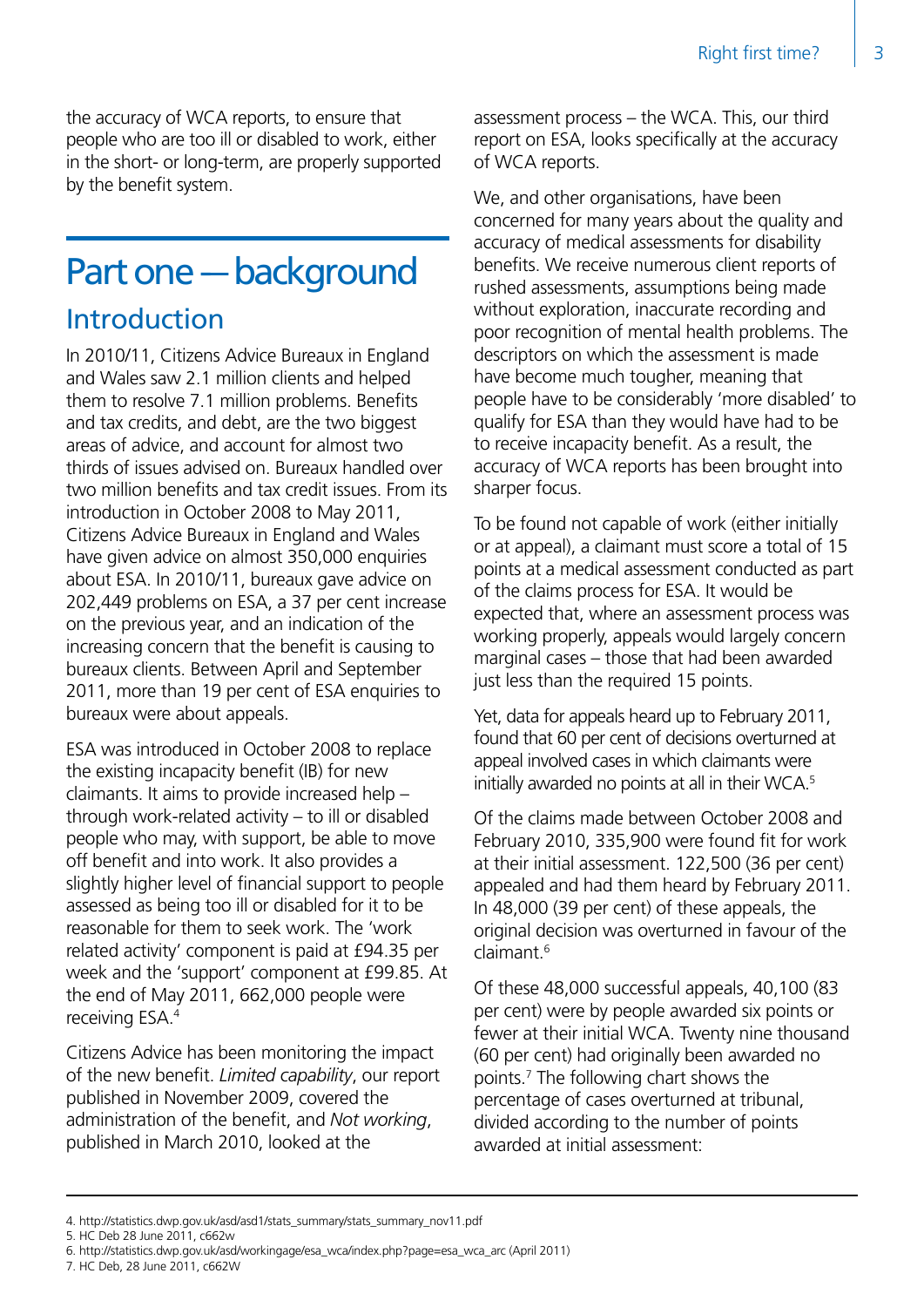the accuracy of WCA reports, to ensure that people who are too ill or disabled to work, either in the short- or long-term, are properly supported by the benefit system.

# Part one — background

## Introduction

In 2010/11, Citizens Advice Bureaux in England and Wales saw 2.1 million clients and helped them to resolve 7.1 million problems. Benefits and tax credits, and debt, are the two biggest areas of advice, and account for almost two thirds of issues advised on. Bureaux handled over two million benefits and tax credit issues. From its introduction in October 2008 to May 2011, Citizens Advice Bureaux in England and Wales have given advice on almost 350,000 enquiries about ESA. In 2010/11, bureaux gave advice on 202,449 problems on ESA, a 37 per cent increase on the previous year, and an indication of the increasing concern that the benefit is causing to bureaux clients. Between April and September 2011, more than 19 per cent of ESA enquiries to bureaux were about appeals.

ESA was introduced in October 2008 to replace the existing incapacity benefit (IB) for new claimants. It aims to provide increased help – through work-related activity – to ill or disabled people who may, with support, be able to move off benefit and into work. It also provides a slightly higher level of financial support to people assessed as being too ill or disabled for it to be reasonable for them to seek work. The 'work related activity' component is paid at £94.35 per week and the 'support' component at £99.85. At the end of May 2011, 662,000 people were receiving ESA.[4]

Citizens Advice has been monitoring the impact of the new benefit. *Limited capability*, our report published in November 2009, covered the administration of the benefit, and *Not working*, published in March 2010, looked at the assessment process – the WCA. This, our third report on ESA, looks specifically at the accuracy of WCA reports.

We, and other organisations, have been concerned for many years about the quality and accuracy of medical assessments for disability benefits. We receive numerous client reports of rushed assessments, assumptions being made without exploration, inaccurate recording and poor recognition of mental health problems. The descriptors on which the assessment is made have become much tougher, meaning that people have to be considerably 'more disabled' to qualify for ESA than they would have had to be to receive incapacity benefit. As a result, the accuracy of WCA reports has been brought into sharper focus.

To be found not capable of work (either initially or at appeal), a claimant must score a total of 15 points at a medical assessment conducted as part of the claims process for ESA. It would be expected that, where an assessment process was working properly, appeals would largely concern marginal cases – those that had been awarded just less than the required 15 points.

Yet, data for appeals heard up to February 2011, found that 60 per cent of decisions overturned at appeal involved cases in which claimants were initially awarded no points at all in their WCA.[5]

Of the claims made between October 2008 and February 2010, 335,900 were found fit for work at their initial assessment. 122,500 (36 per cent) appealed and had them heard by February 2011. In 48,000 (39 per cent) of these appeals, the original decision was overturned in favour of the claimant.[6]

Of these 48,000 successful appeals, 40,100 (83 per cent) were by people awarded six points or fewer at their initial WCA. Twenty nine thousand (60 per cent) had originally been awarded no points.[7] The following chart shows the percentage of cases overturned at tribunal, divided according to the number of points awarded at initial assessment:

---

4. http://statistics.dwp.gov.uk/asd/asd1/stats_summary/stats_summary_nov11.pdf
5. HC Deb 28 June 2011, c662w
6. http://statistics.dwp.gov.uk/asd/workingage/esa_wca/index.php?page=esa_wca_arc (April 2011)
7. HC Deb, 28 June 2011, c662W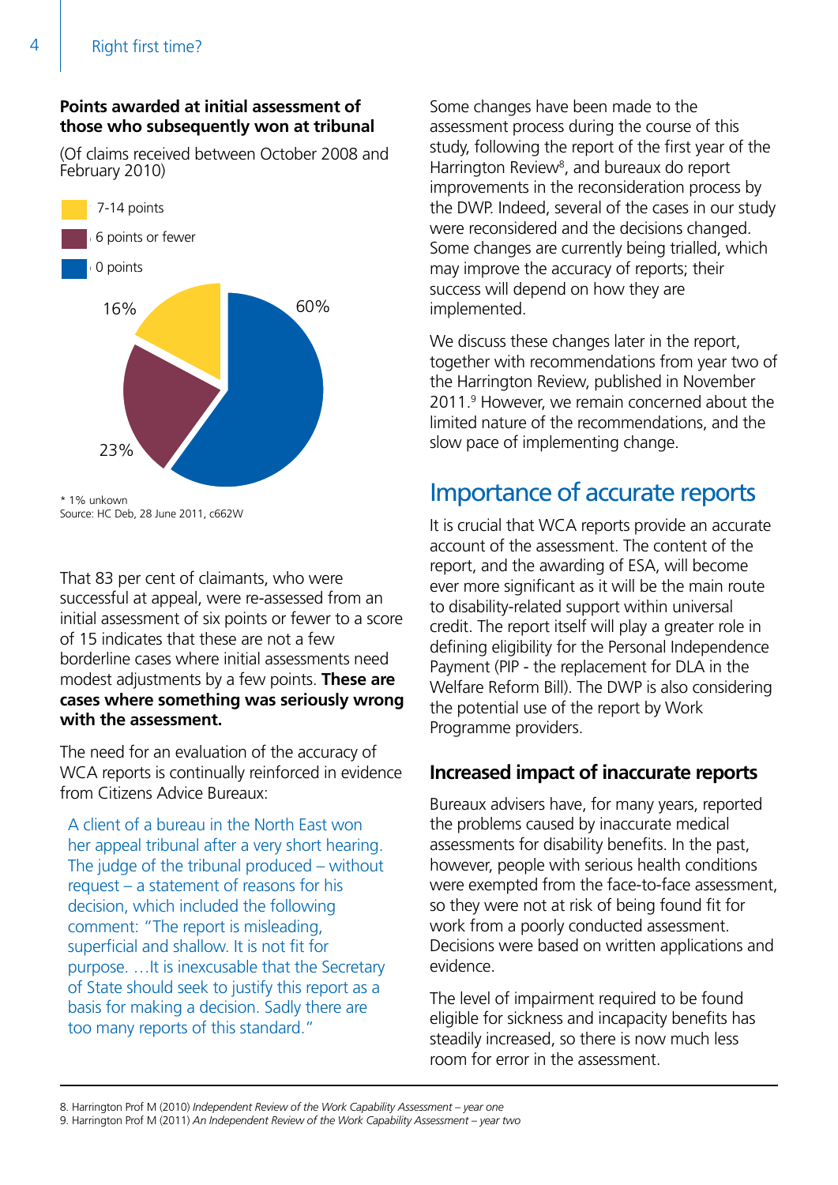**Points awarded at initial assessment of those who subsequently won at tribunal**

(Of claims received between October 2008 and February 2010)

- 7-14 points
- 6 points or fewer
- 0 points

16%

60%

23%

\* 1% unkown
Source: HC Deb, 28 June 2011, c662W

That 83 per cent of claimants, who were successful at appeal, were re-assessed from an initial assessment of six points or fewer to a score of 15 indicates that these are not a few borderline cases where initial assessments need modest adjustments by a few points. **These are cases where something was seriously wrong with the assessment.**

The need for an evaluation of the accuracy of WCA reports is continually reinforced in evidence from Citizens Advice Bureaux:

> A client of a bureau in the North East won her appeal tribunal after a very short hearing. The judge of the tribunal produced – without request – a statement of reasons for his decision, which included the following comment: "The report is misleading, superficial and shallow. It is not fit for purpose. …It is inexcusable that the Secretary of State should seek to justify this report as a basis for making a decision. Sadly there are too many reports of this standard."

Some changes have been made to the assessment process during the course of this study, following the report of the first year of the Harrington Review[8], and bureaux do report improvements in the reconsideration process by the DWP. Indeed, several of the cases in our study were reconsidered and the decisions changed. Some changes are currently being trialled, which may improve the accuracy of reports; their success will depend on how they are implemented.

We discuss these changes later in the report, together with recommendations from year two of the Harrington Review, published in November 2011.[9] However, we remain concerned about the limited nature of the recommendations, and the slow pace of implementing change.

## Importance of accurate reports

It is crucial that WCA reports provide an accurate account of the assessment. The content of the report, and the awarding of ESA, will become ever more significant as it will be the main route to disability-related support within universal credit. The report itself will play a greater role in defining eligibility for the Personal Independence Payment (PIP - the replacement for DLA in the Welfare Reform Bill). The DWP is also considering the potential use of the report by Work Programme providers.

### Increased impact of inaccurate reports

Bureaux advisers have, for many years, reported the problems caused by inaccurate medical assessments for disability benefits. In the past, however, people with serious health conditions were exempted from the face-to-face assessment, so they were not at risk of being found fit for work from a poorly conducted assessment. Decisions were based on written applications and evidence.

The level of impairment required to be found eligible for sickness and incapacity benefits has steadily increased, so there is now much less room for error in the assessment.

8. Harrington Prof M (2010) *Independent Review of the Work Capability Assessment – year one*
9. Harrington Prof M (2011) *An Independent Review of the Work Capability Assessment – year two*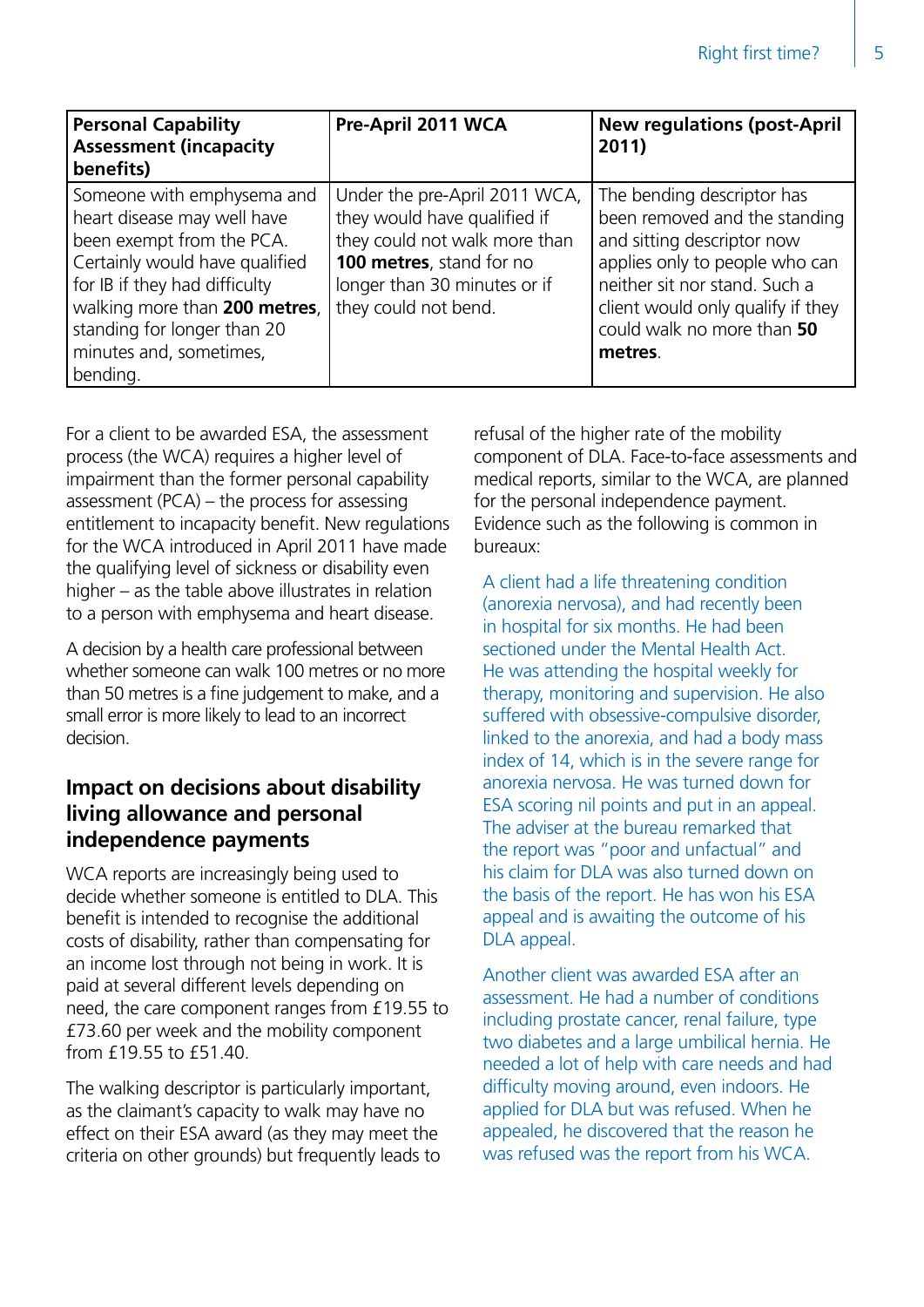| Personal Capability Assessment (incapacity benefits) | Pre-April 2011 WCA | New regulations (post-April 2011) |
|---|---|---|
| Someone with emphysema and heart disease may well have been exempt from the PCA. Certainly would have qualified for IB if they had difficulty walking more than **200 metres**, standing for longer than 20 minutes and, sometimes, bending. | Under the pre-April 2011 WCA, they would have qualified if they could not walk more than **100 metres**, stand for no longer than 30 minutes or if they could not bend. | The bending descriptor has been removed and the standing and sitting descriptor now applies only to people who can neither sit nor stand. Such a client would only qualify if they could walk no more than **50 metres**. |

For a client to be awarded ESA, the assessment process (the WCA) requires a higher level of impairment than the former personal capability assessment (PCA) – the process for assessing entitlement to incapacity benefit. New regulations for the WCA introduced in April 2011 have made the qualifying level of sickness or disability even higher – as the table above illustrates in relation to a person with emphysema and heart disease.

A decision by a health care professional between whether someone can walk 100 metres or no more than 50 metres is a fine judgement to make, and a small error is more likely to lead to an incorrect decision.

## Impact on decisions about disability living allowance and personal independence payments

WCA reports are increasingly being used to decide whether someone is entitled to DLA. This benefit is intended to recognise the additional costs of disability, rather than compensating for an income lost through not being in work. It is paid at several different levels depending on need, the care component ranges from £19.55 to £73.60 per week and the mobility component from £19.55 to £51.40.

The walking descriptor is particularly important, as the claimant's capacity to walk may have no effect on their ESA award (as they may meet the criteria on other grounds) but frequently leads to refusal of the higher rate of the mobility component of DLA. Face-to-face assessments and medical reports, similar to the WCA, are planned for the personal independence payment. Evidence such as the following is common in bureaux:

> A client had a life threatening condition (anorexia nervosa), and had recently been in hospital for six months. He had been sectioned under the Mental Health Act. He was attending the hospital weekly for therapy, monitoring and supervision. He also suffered with obsessive-compulsive disorder, linked to the anorexia, and had a body mass index of 14, which is in the severe range for anorexia nervosa. He was turned down for ESA scoring nil points and put in an appeal. The adviser at the bureau remarked that the report was "poor and unfactual" and his claim for DLA was also turned down on the basis of the report. He has won his ESA appeal and is awaiting the outcome of his DLA appeal.

> Another client was awarded ESA after an assessment. He had a number of conditions including prostate cancer, renal failure, type two diabetes and a large umbilical hernia. He needed a lot of help with care needs and had difficulty moving around, even indoors. He applied for DLA but was refused. When he appealed, he discovered that the reason he was refused was the report from his WCA.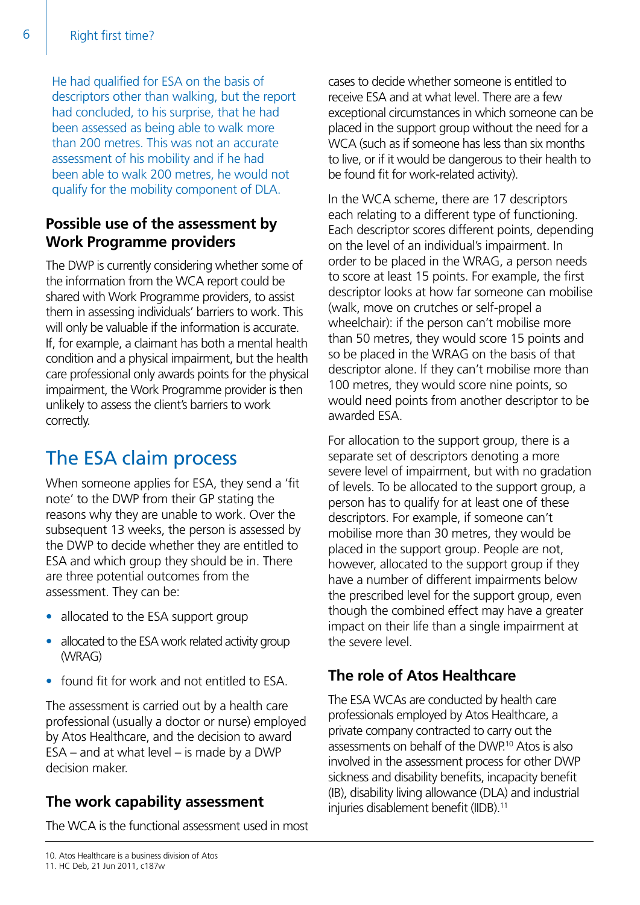He had qualified for ESA on the basis of descriptors other than walking, but the report had concluded, to his surprise, that he had been assessed as being able to walk more than 200 metres. This was not an accurate assessment of his mobility and if he had been able to walk 200 metres, he would not qualify for the mobility component of DLA.

### Possible use of the assessment by Work Programme providers

The DWP is currently considering whether some of the information from the WCA report could be shared with Work Programme providers, to assist them in assessing individuals' barriers to work. This will only be valuable if the information is accurate. If, for example, a claimant has both a mental health condition and a physical impairment, but the health care professional only awards points for the physical impairment, the Work Programme provider is then unlikely to assess the client's barriers to work correctly.

## The ESA claim process

When someone applies for ESA, they send a 'fit note' to the DWP from their GP stating the reasons why they are unable to work. Over the subsequent 13 weeks, the person is assessed by the DWP to decide whether they are entitled to ESA and which group they should be in. There are three potential outcomes from the assessment. They can be:

- allocated to the ESA support group
- allocated to the ESA work related activity group (WRAG)
- found fit for work and not entitled to ESA.

The assessment is carried out by a health care professional (usually a doctor or nurse) employed by Atos Healthcare, and the decision to award ESA – and at what level – is made by a DWP decision maker.

### The work capability assessment

The WCA is the functional assessment used in most cases to decide whether someone is entitled to receive ESA and at what level. There are a few exceptional circumstances in which someone can be placed in the support group without the need for a WCA (such as if someone has less than six months to live, or if it would be dangerous to their health to be found fit for work-related activity).

In the WCA scheme, there are 17 descriptors each relating to a different type of functioning. Each descriptor scores different points, depending on the level of an individual's impairment. In order to be placed in the WRAG, a person needs to score at least 15 points. For example, the first descriptor looks at how far someone can mobilise (walk, move on crutches or self-propel a wheelchair): if the person can't mobilise more than 50 metres, they would score 15 points and so be placed in the WRAG on the basis of that descriptor alone. If they can't mobilise more than 100 metres, they would score nine points, so would need points from another descriptor to be awarded ESA.

For allocation to the support group, there is a separate set of descriptors denoting a more severe level of impairment, but with no gradation of levels. To be allocated to the support group, a person has to qualify for at least one of these descriptors. For example, if someone can't mobilise more than 30 metres, they would be placed in the support group. People are not, however, allocated to the support group if they have a number of different impairments below the prescribed level for the support group, even though the combined effect may have a greater impact on their life than a single impairment at the severe level.

### The role of Atos Healthcare

The ESA WCAs are conducted by health care professionals employed by Atos Healthcare, a private company contracted to carry out the assessments on behalf of the DWP.[10] Atos is also involved in the assessment process for other DWP sickness and disability benefits, incapacity benefit (IB), disability living allowance (DLA) and industrial injuries disablement benefit (IIDB).[11]

10. Atos Healthcare is a business division of Atos
11. HC Deb, 21 Jun 2011, c187w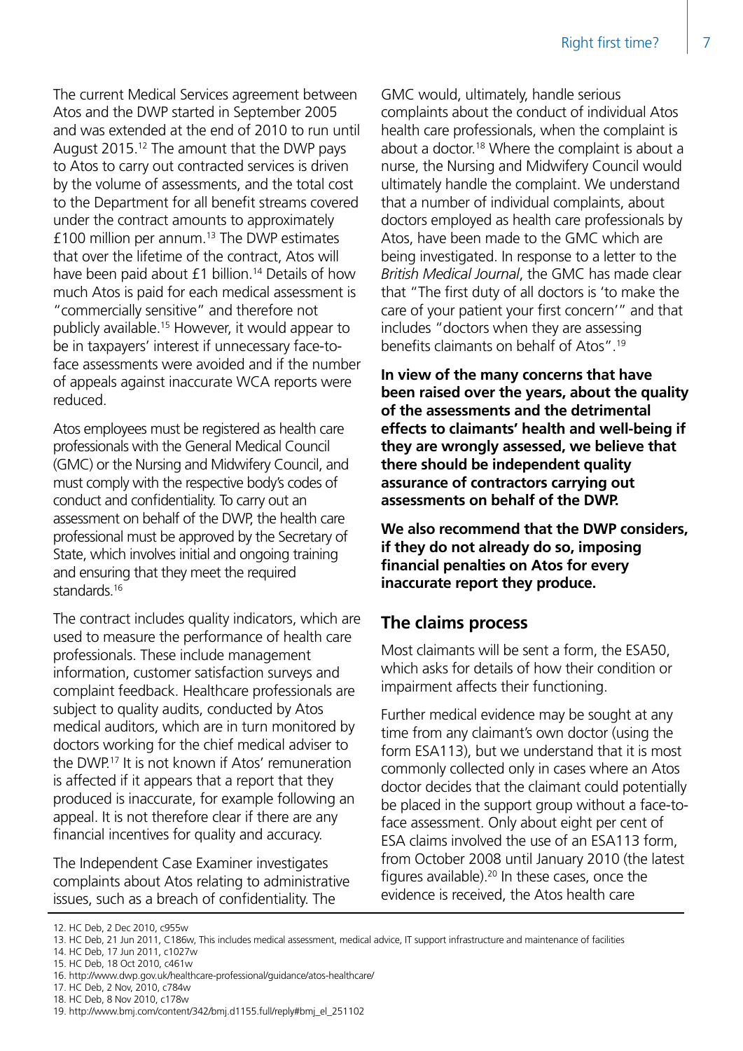The current Medical Services agreement between Atos and the DWP started in September 2005 and was extended at the end of 2010 to run until August 2015.[12] The amount that the DWP pays to Atos to carry out contracted services is driven by the volume of assessments, and the total cost to the Department for all benefit streams covered under the contract amounts to approximately £100 million per annum.[13] The DWP estimates that over the lifetime of the contract, Atos will have been paid about £1 billion.[14] Details of how much Atos is paid for each medical assessment is "commercially sensitive" and therefore not publicly available.[15] However, it would appear to be in taxpayers' interest if unnecessary face-to-face assessments were avoided and if the number of appeals against inaccurate WCA reports were reduced.

Atos employees must be registered as health care professionals with the General Medical Council (GMC) or the Nursing and Midwifery Council, and must comply with the respective body's codes of conduct and confidentiality. To carry out an assessment on behalf of the DWP, the health care professional must be approved by the Secretary of State, which involves initial and ongoing training and ensuring that they meet the required standards.[16]

The contract includes quality indicators, which are used to measure the performance of health care professionals. These include management information, customer satisfaction surveys and complaint feedback. Healthcare professionals are subject to quality audits, conducted by Atos medical auditors, which are in turn monitored by doctors working for the chief medical adviser to the DWP.[17] It is not known if Atos' remuneration is affected if it appears that a report that they produced is inaccurate, for example following an appeal. It is not therefore clear if there are any financial incentives for quality and accuracy.

The Independent Case Examiner investigates complaints about Atos relating to administrative issues, such as a breach of confidentiality. The GMC would, ultimately, handle serious complaints about the conduct of individual Atos health care professionals, when the complaint is about a doctor.[18] Where the complaint is about a nurse, the Nursing and Midwifery Council would ultimately handle the complaint. We understand that a number of individual complaints, about doctors employed as health care professionals by Atos, have been made to the GMC which are being investigated. In response to a letter to the *British Medical Journal*, the GMC has made clear that "The first duty of all doctors is 'to make the care of your patient your first concern'" and that includes "doctors when they are assessing benefits claimants on behalf of Atos".[19]

**In view of the many concerns that have been raised over the years, about the quality of the assessments and the detrimental effects to claimants' health and well-being if they are wrongly assessed, we believe that there should be independent quality assurance of contractors carrying out assessments on behalf of the DWP.**

**We also recommend that the DWP considers, if they do not already do so, imposing financial penalties on Atos for every inaccurate report they produce.**

## The claims process

Most claimants will be sent a form, the ESA50, which asks for details of how their condition or impairment affects their functioning.

Further medical evidence may be sought at any time from any claimant's own doctor (using the form ESA113), but we understand that it is most commonly collected only in cases where an Atos doctor decides that the claimant could potentially be placed in the support group without a face-to-face assessment. Only about eight per cent of ESA claims involved the use of an ESA113 form, from October 2008 until January 2010 (the latest figures available).[20] In these cases, once the evidence is received, the Atos health care

---

12. HC Deb, 2 Dec 2010, c955w
13. HC Deb, 21 Jun 2011, C186w, This includes medical assessment, medical advice, IT support infrastructure and maintenance of facilities
14. HC Deb, 17 Jun 2011, c1027w
15. HC Deb, 18 Oct 2010, c461w
16. http://www.dwp.gov.uk/healthcare-professional/guidance/atos-healthcare/
17. HC Deb, 2 Nov, 2010, c784w
18. HC Deb, 8 Nov 2010, c178w
19. http://www.bmj.com/content/342/bmj.d1155.full/reply#bmj_el_251102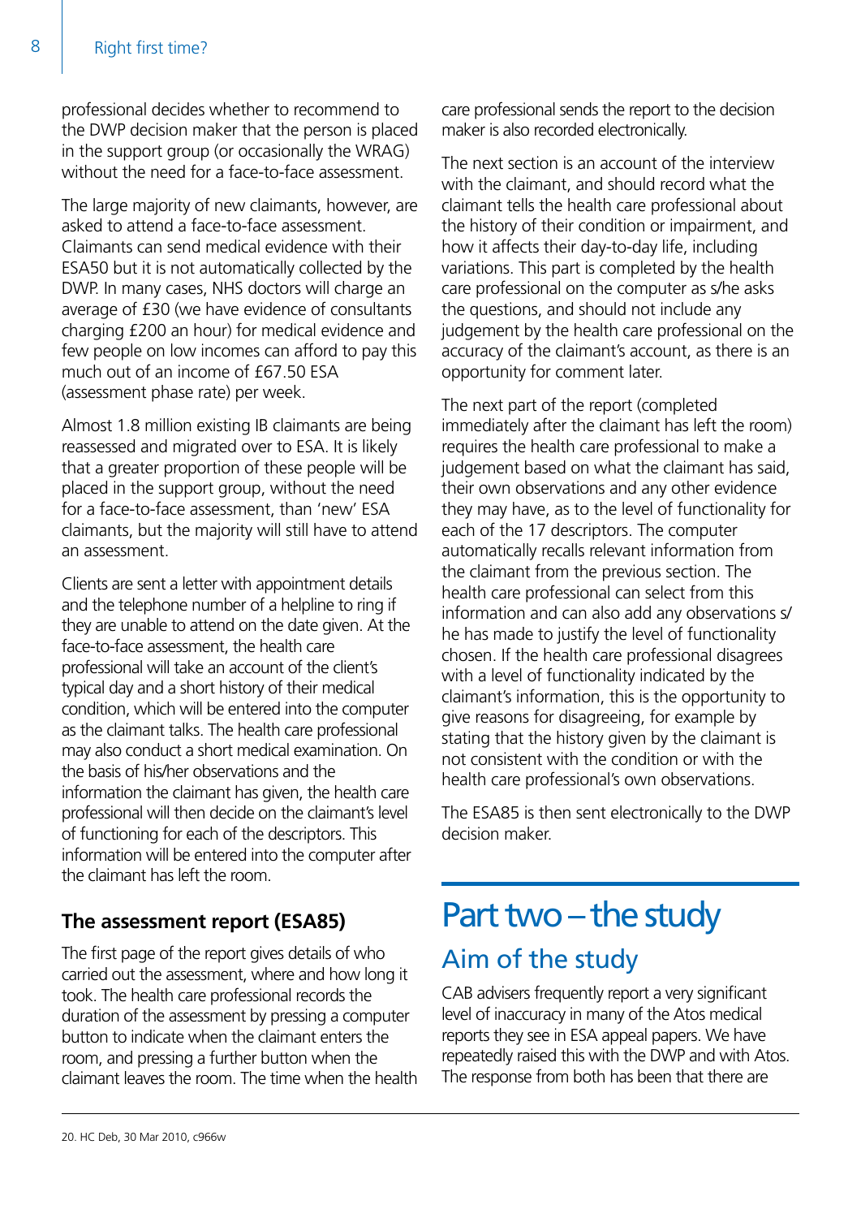professional decides whether to recommend to the DWP decision maker that the person is placed in the support group (or occasionally the WRAG) without the need for a face-to-face assessment.

The large majority of new claimants, however, are asked to attend a face-to-face assessment. Claimants can send medical evidence with their ESA50 but it is not automatically collected by the DWP. In many cases, NHS doctors will charge an average of £30 (we have evidence of consultants charging £200 an hour) for medical evidence and few people on low incomes can afford to pay this much out of an income of £67.50 ESA (assessment phase rate) per week.

Almost 1.8 million existing IB claimants are being reassessed and migrated over to ESA. It is likely that a greater proportion of these people will be placed in the support group, without the need for a face-to-face assessment, than 'new' ESA claimants, but the majority will still have to attend an assessment.

Clients are sent a letter with appointment details and the telephone number of a helpline to ring if they are unable to attend on the date given. At the face-to-face assessment, the health care professional will take an account of the client's typical day and a short history of their medical condition, which will be entered into the computer as the claimant talks. The health care professional may also conduct a short medical examination. On the basis of his/her observations and the information the claimant has given, the health care professional will then decide on the claimant's level of functioning for each of the descriptors. This information will be entered into the computer after the claimant has left the room.

### The assessment report (ESA85)

The first page of the report gives details of who carried out the assessment, where and how long it took. The health care professional records the duration of the assessment by pressing a computer button to indicate when the claimant enters the room, and pressing a further button when the claimant leaves the room. The time when the health care professional sends the report to the decision maker is also recorded electronically.

The next section is an account of the interview with the claimant, and should record what the claimant tells the health care professional about the history of their condition or impairment, and how it affects their day-to-day life, including variations. This part is completed by the health care professional on the computer as s/he asks the questions, and should not include any judgement by the health care professional on the accuracy of the claimant's account, as there is an opportunity for comment later.

The next part of the report (completed immediately after the claimant has left the room) requires the health care professional to make a judgement based on what the claimant has said, their own observations and any other evidence they may have, as to the level of functionality for each of the 17 descriptors. The computer automatically recalls relevant information from the claimant from the previous section. The health care professional can select from this information and can also add any observations s/he has made to justify the level of functionality chosen. If the health care professional disagrees with a level of functionality indicated by the claimant's information, this is the opportunity to give reasons for disagreeing, for example by stating that the history given by the claimant is not consistent with the condition or with the health care professional's own observations.

The ESA85 is then sent electronically to the DWP decision maker.

# Part two – the study

## Aim of the study

CAB advisers frequently report a very significant level of inaccuracy in many of the Atos medical reports they see in ESA appeal papers. We have repeatedly raised this with the DWP and with Atos. The response from both has been that there are

20. HC Deb, 30 Mar 2010, c966w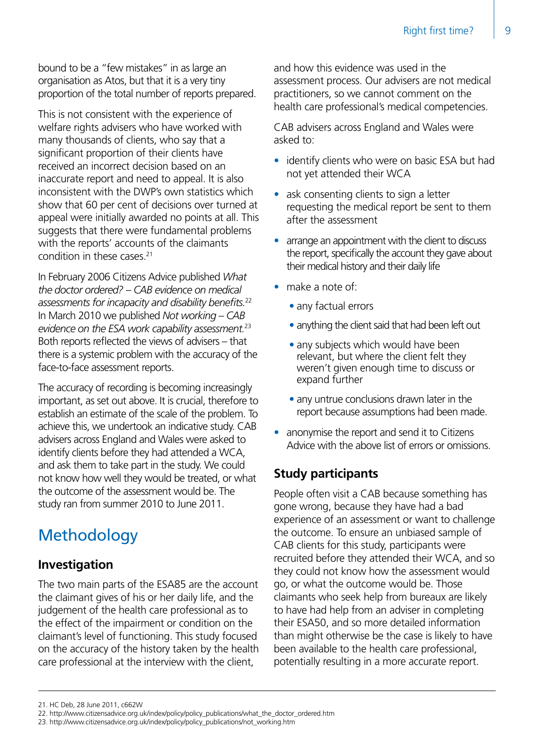bound to be a "few mistakes" in as large an organisation as Atos, but that it is a very tiny proportion of the total number of reports prepared.

This is not consistent with the experience of welfare rights advisers who have worked with many thousands of clients, who say that a significant proportion of their clients have received an incorrect decision based on an inaccurate report and need to appeal. It is also inconsistent with the DWP's own statistics which show that 60 per cent of decisions over turned at appeal were initially awarded no points at all. This suggests that there were fundamental problems with the reports' accounts of the claimants condition in these cases.[21]

In February 2006 Citizens Advice published *What the doctor ordered? – CAB evidence on medical assessments for incapacity and disability benefits.*[22] In March 2010 we published *Not working – CAB evidence on the ESA work capability assessment.*[23] Both reports reflected the views of advisers – that there is a systemic problem with the accuracy of the face-to-face assessment reports.

The accuracy of recording is becoming increasingly important, as set out above. It is crucial, therefore to establish an estimate of the scale of the problem. To achieve this, we undertook an indicative study. CAB advisers across England and Wales were asked to identify clients before they had attended a WCA, and ask them to take part in the study. We could not know how well they would be treated, or what the outcome of the assessment would be. The study ran from summer 2010 to June 2011.

## Methodology

### Investigation

The two main parts of the ESA85 are the account the claimant gives of his or her daily life, and the judgement of the health care professional as to the effect of the impairment or condition on the claimant's level of functioning. This study focused on the accuracy of the history taken by the health care professional at the interview with the client, and how this evidence was used in the assessment process. Our advisers are not medical practitioners, so we cannot comment on the health care professional's medical competencies.

CAB advisers across England and Wales were asked to:

- identify clients who were on basic ESA but had not yet attended their WCA
- ask consenting clients to sign a letter requesting the medical report be sent to them after the assessment
- arrange an appointment with the client to discuss the report, specifically the account they gave about their medical history and their daily life
- make a note of:
  - any factual errors
  - anything the client said that had been left out
  - any subjects which would have been relevant, but where the client felt they weren't given enough time to discuss or expand further
  - any untrue conclusions drawn later in the report because assumptions had been made.
- anonymise the report and send it to Citizens Advice with the above list of errors or omissions.

### Study participants

People often visit a CAB because something has gone wrong, because they have had a bad experience of an assessment or want to challenge the outcome. To ensure an unbiased sample of CAB clients for this study, participants were recruited before they attended their WCA, and so they could not know how the assessment would go, or what the outcome would be. Those claimants who seek help from bureaux are likely to have had help from an adviser in completing their ESA50, and so more detailed information than might otherwise be the case is likely to have been available to the health care professional, potentially resulting in a more accurate report.

21. HC Deb, 28 June 2011, c662W
22. http://www.citizensadvice.org.uk/index/policy/policy_publications/what_the_doctor_ordered.htm
23. http://www.citizensadvice.org.uk/index/policy/policy_publications/not_working.htm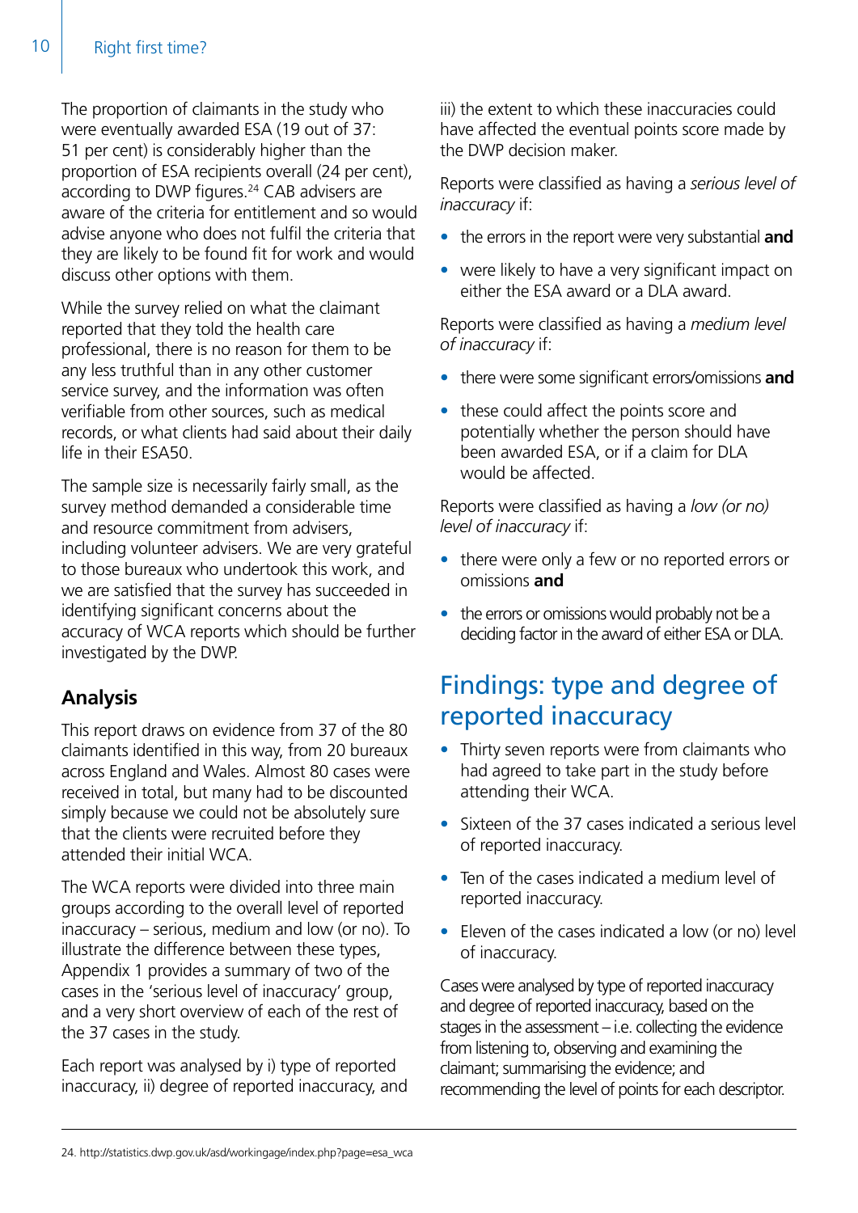The proportion of claimants in the study who were eventually awarded ESA (19 out of 37: 51 per cent) is considerably higher than the proportion of ESA recipients overall (24 per cent), according to DWP figures.[24] CAB advisers are aware of the criteria for entitlement and so would advise anyone who does not fulfil the criteria that they are likely to be found fit for work and would discuss other options with them.

While the survey relied on what the claimant reported that they told the health care professional, there is no reason for them to be any less truthful than in any other customer service survey, and the information was often verifiable from other sources, such as medical records, or what clients had said about their daily life in their ESA50.

The sample size is necessarily fairly small, as the survey method demanded a considerable time and resource commitment from advisers, including volunteer advisers. We are very grateful to those bureaux who undertook this work, and we are satisfied that the survey has succeeded in identifying significant concerns about the accuracy of WCA reports which should be further investigated by the DWP.

### Analysis

This report draws on evidence from 37 of the 80 claimants identified in this way, from 20 bureaux across England and Wales. Almost 80 cases were received in total, but many had to be discounted simply because we could not be absolutely sure that the clients were recruited before they attended their initial WCA.

The WCA reports were divided into three main groups according to the overall level of reported inaccuracy – serious, medium and low (or no). To illustrate the difference between these types, Appendix 1 provides a summary of two of the cases in the 'serious level of inaccuracy' group, and a very short overview of each of the rest of the 37 cases in the study.

Each report was analysed by i) type of reported inaccuracy, ii) degree of reported inaccuracy, and iii) the extent to which these inaccuracies could have affected the eventual points score made by the DWP decision maker.

Reports were classified as having a *serious level of inaccuracy* if:

- the errors in the report were very substantial **and**
- were likely to have a very significant impact on either the ESA award or a DLA award.

Reports were classified as having a *medium level of inaccuracy* if:

- there were some significant errors/omissions **and**
- these could affect the points score and potentially whether the person should have been awarded ESA, or if a claim for DLA would be affected.

Reports were classified as having a *low (or no) level of inaccuracy* if:

- there were only a few or no reported errors or omissions **and**
- the errors or omissions would probably not be a deciding factor in the award of either ESA or DLA.

## Findings: type and degree of reported inaccuracy

- Thirty seven reports were from claimants who had agreed to take part in the study before attending their WCA.
- Sixteen of the 37 cases indicated a serious level of reported inaccuracy.
- Ten of the cases indicated a medium level of reported inaccuracy.
- Eleven of the cases indicated a low (or no) level of inaccuracy.

Cases were analysed by type of reported inaccuracy and degree of reported inaccuracy, based on the stages in the assessment – i.e. collecting the evidence from listening to, observing and examining the claimant; summarising the evidence; and recommending the level of points for each descriptor.

24. http://statistics.dwp.gov.uk/asd/workingage/index.php?page=esa_wca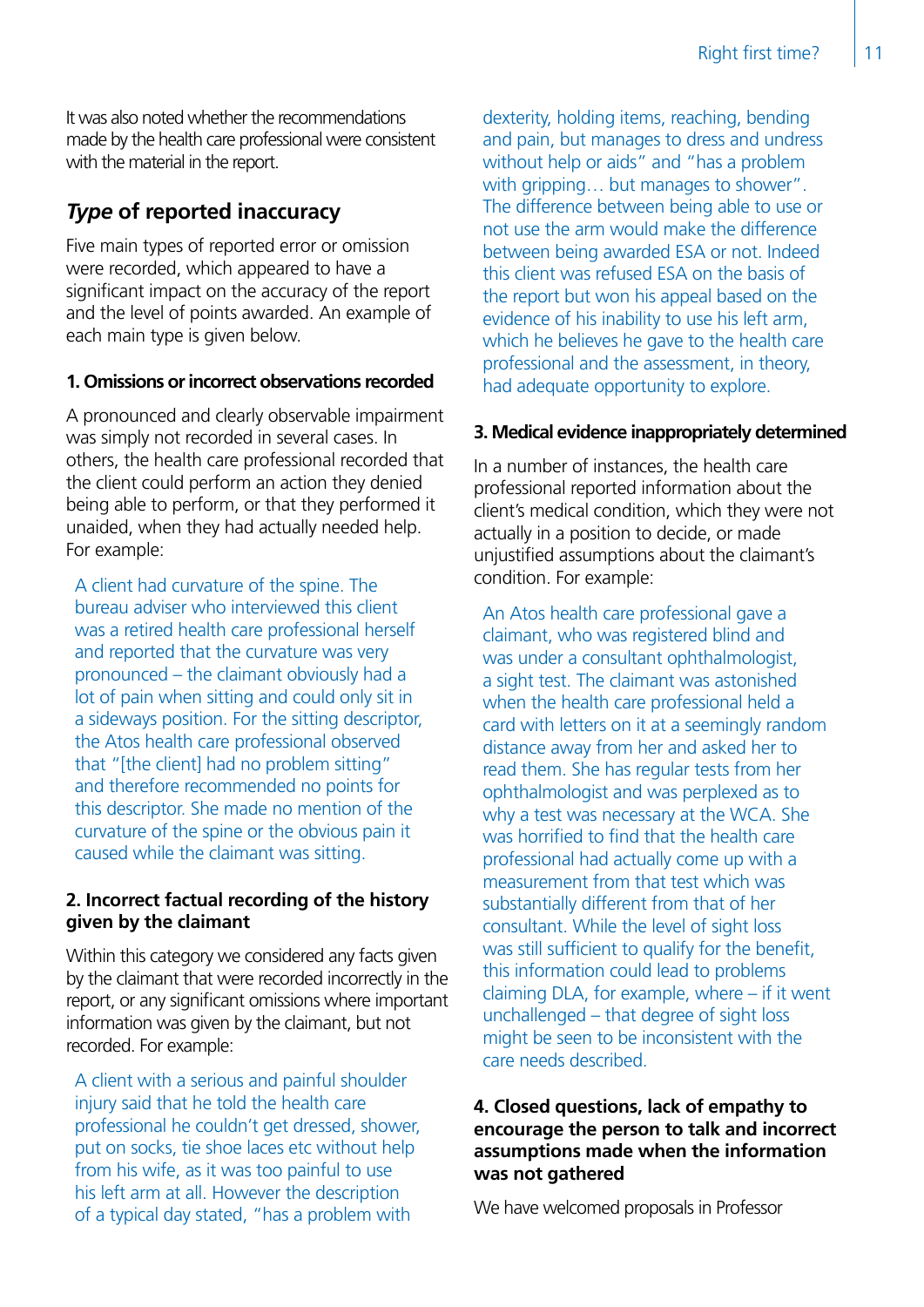It was also noted whether the recommendations made by the health care professional were consistent with the material in the report.

## *Type* of reported inaccuracy

Five main types of reported error or omission were recorded, which appeared to have a significant impact on the accuracy of the report and the level of points awarded. An example of each main type is given below.

### 1. Omissions or incorrect observations recorded

A pronounced and clearly observable impairment was simply not recorded in several cases. In others, the health care professional recorded that the client could perform an action they denied being able to perform, or that they performed it unaided, when they had actually needed help. For example:

> A client had curvature of the spine. The bureau adviser who interviewed this client was a retired health care professional herself and reported that the curvature was very pronounced – the claimant obviously had a lot of pain when sitting and could only sit in a sideways position. For the sitting descriptor, the Atos health care professional observed that "[the client] had no problem sitting" and therefore recommended no points for this descriptor. She made no mention of the curvature of the spine or the obvious pain it caused while the claimant was sitting.

### 2. Incorrect factual recording of the history given by the claimant

Within this category we considered any facts given by the claimant that were recorded incorrectly in the report, or any significant omissions where important information was given by the claimant, but not recorded. For example:

> A client with a serious and painful shoulder injury said that he told the health care professional he couldn't get dressed, shower, put on socks, tie shoe laces etc without help from his wife, as it was too painful to use his left arm at all. However the description of a typical day stated, "has a problem with dexterity, holding items, reaching, bending and pain, but manages to dress and undress without help or aids" and "has a problem with gripping… but manages to shower". The difference between being able to use or not use the arm would make the difference between being awarded ESA or not. Indeed this client was refused ESA on the basis of the report but won his appeal based on the evidence of his inability to use his left arm, which he believes he gave to the health care professional and the assessment, in theory, had adequate opportunity to explore.

### 3. Medical evidence inappropriately determined

In a number of instances, the health care professional reported information about the client's medical condition, which they were not actually in a position to decide, or made unjustified assumptions about the claimant's condition. For example:

> An Atos health care professional gave a claimant, who was registered blind and was under a consultant ophthalmologist, a sight test. The claimant was astonished when the health care professional held a card with letters on it at a seemingly random distance away from her and asked her to read them. She has regular tests from her ophthalmologist and was perplexed as to why a test was necessary at the WCA. She was horrified to find that the health care professional had actually come up with a measurement from that test which was substantially different from that of her consultant. While the level of sight loss was still sufficient to qualify for the benefit, this information could lead to problems claiming DLA, for example, where – if it went unchallenged – that degree of sight loss might be seen to be inconsistent with the care needs described.

### 4. Closed questions, lack of empathy to encourage the person to talk and incorrect assumptions made when the information was not gathered

We have welcomed proposals in Professor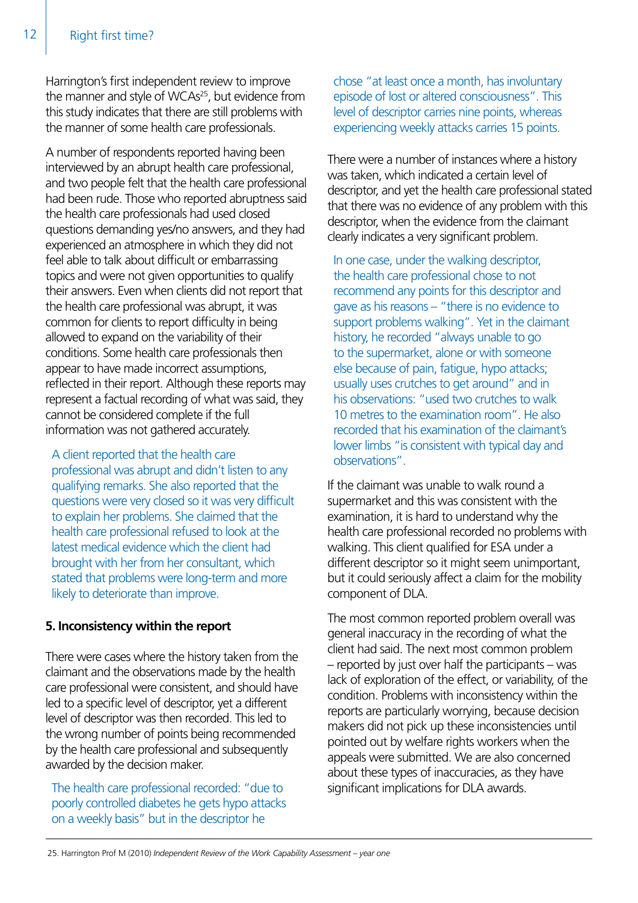Harrington's first independent review to improve the manner and style of WCAs[25], but evidence from this study indicates that there are still problems with the manner of some health care professionals.

A number of respondents reported having been interviewed by an abrupt health care professional, and two people felt that the health care professional had been rude. Those who reported abruptness said the health care professionals had used closed questions demanding yes/no answers, and they had experienced an atmosphere in which they did not feel able to talk about difficult or embarrassing topics and were not given opportunities to qualify their answers. Even when clients did not report that the health care professional was abrupt, it was common for clients to report difficulty in being allowed to expand on the variability of their conditions. Some health care professionals then appear to have made incorrect assumptions, reflected in their report. Although these reports may represent a factual recording of what was said, they cannot be considered complete if the full information was not gathered accurately.

> A client reported that the health care professional was abrupt and didn't listen to any qualifying remarks. She also reported that the questions were very closed so it was very difficult to explain her problems. She claimed that the health care professional refused to look at the latest medical evidence which the client had brought with her from her consultant, which stated that problems were long-term and more likely to deteriorate than improve.

**5. Inconsistency within the report**

There were cases where the history taken from the claimant and the observations made by the health care professional were consistent, and should have led to a specific level of descriptor, yet a different level of descriptor was then recorded. This led to the wrong number of points being recommended by the health care professional and subsequently awarded by the decision maker.

> The health care professional recorded: "due to poorly controlled diabetes he gets hypo attacks on a weekly basis" but in the descriptor he chose "at least once a month, has involuntary episode of lost or altered consciousness". This level of descriptor carries nine points, whereas experiencing weekly attacks carries 15 points.

There were a number of instances where a history was taken, which indicated a certain level of descriptor, and yet the health care professional stated that there was no evidence of any problem with this descriptor, when the evidence from the claimant clearly indicates a very significant problem.

> In one case, under the walking descriptor, the health care professional chose to not recommend any points for this descriptor and gave as his reasons – "there is no evidence to support problems walking". Yet in the claimant history, he recorded "always unable to go to the supermarket, alone or with someone else because of pain, fatigue, hypo attacks; usually uses crutches to get around" and in his observations: "used two crutches to walk 10 metres to the examination room". He also recorded that his examination of the claimant's lower limbs "is consistent with typical day and observations".

If the claimant was unable to walk round a supermarket and this was consistent with the examination, it is hard to understand why the health care professional recorded no problems with walking. This client qualified for ESA under a different descriptor so it might seem unimportant, but it could seriously affect a claim for the mobility component of DLA.

The most common reported problem overall was general inaccuracy in the recording of what the client had said. The next most common problem – reported by just over half the participants – was lack of exploration of the effect, or variability, of the condition. Problems with inconsistency within the reports are particularly worrying, because decision makers did not pick up these inconsistencies until pointed out by welfare rights workers when the appeals were submitted. We are also concerned about these types of inaccuracies, as they have significant implications for DLA awards.

25. Harrington Prof M (2010) *Independent Review of the Work Capability Assessment – year one*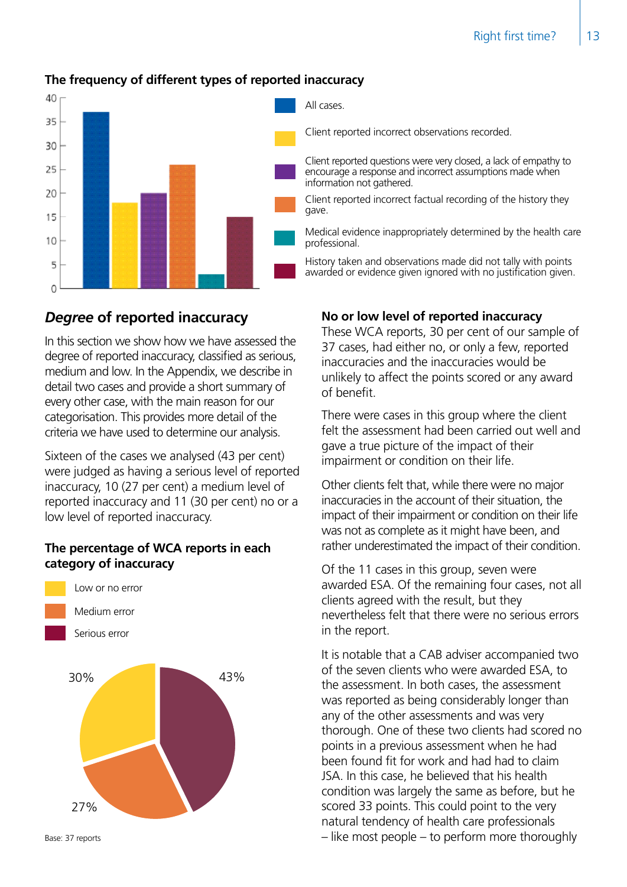### The frequency of different types of reported inaccuracy

- All cases.
- Client reported incorrect observations recorded.
- Client reported questions were very closed, a lack of empathy to encourage a response and incorrect assumptions made when information not gathered.
- Client reported incorrect factual recording of the history they gave.
- Medical evidence inappropriately determined by the health care professional.
- History taken and observations made did not tally with points awarded or evidence given ignored with no justification given.

## *Degree* of reported inaccuracy

In this section we show how we have assessed the degree of reported inaccuracy, classified as serious, medium and low. In the Appendix, we describe in detail two cases and provide a short summary of every other case, with the main reason for our categorisation. This provides more detail of the criteria we have used to determine our analysis.

Sixteen of the cases we analysed (43 per cent) were judged as having a serious level of reported inaccuracy, 10 (27 per cent) a medium level of reported inaccuracy and 11 (30 per cent) no or a low level of reported inaccuracy.

### The percentage of WCA reports in each category of inaccuracy

- Low or no error: 30%
- Medium error: 27%
- Serious error: 43%

Base: 37 reports

### No or low level of reported inaccuracy

These WCA reports, 30 per cent of our sample of 37 cases, had either no, or only a few, reported inaccuracies and the inaccuracies would be unlikely to affect the points scored or any award of benefit.

There were cases in this group where the client felt the assessment had been carried out well and gave a true picture of the impact of their impairment or condition on their life.

Other clients felt that, while there were no major inaccuracies in the account of their situation, the impact of their impairment or condition on their life was not as complete as it might have been, and rather underestimated the impact of their condition.

Of the 11 cases in this group, seven were awarded ESA. Of the remaining four cases, not all clients agreed with the result, but they nevertheless felt that there were no serious errors in the report.

It is notable that a CAB adviser accompanied two of the seven clients who were awarded ESA, to the assessment. In both cases, the assessment was reported as being considerably longer than any of the other assessments and was very thorough. One of these two clients had scored no points in a previous assessment when he had been found fit for work and had had to claim JSA. In this case, he believed that his health condition was largely the same as before, but he scored 33 points. This could point to the very natural tendency of health care professionals – like most people – to perform more thoroughly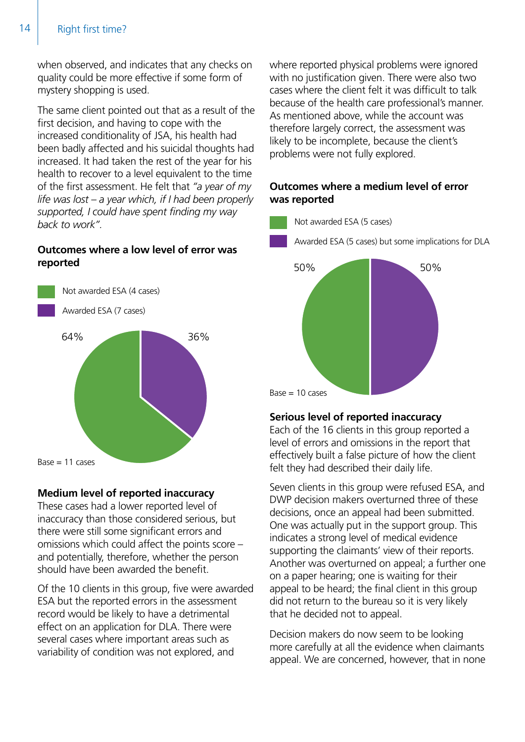when observed, and indicates that any checks on quality could be more effective if some form of mystery shopping is used.

The same client pointed out that as a result of the first decision, and having to cope with the increased conditionality of JSA, his health had been badly affected and his suicidal thoughts had increased. It had taken the rest of the year for his health to recover to a level equivalent to the time of the first assessment. He felt that *"a year of my life was lost – a year which, if I had been properly supported, I could have spent finding my way back to work"*.

### Outcomes where a low level of error was reported

Not awarded ESA (4 cases)

Awarded ESA (7 cases)

64%

36%

Base = 11 cases

### Medium level of reported inaccuracy

These cases had a lower reported level of inaccuracy than those considered serious, but there were still some significant errors and omissions which could affect the points score – and potentially, therefore, whether the person should have been awarded the benefit.

Of the 10 clients in this group, five were awarded ESA but the reported errors in the assessment record would be likely to have a detrimental effect on an application for DLA. There were several cases where important areas such as variability of condition was not explored, and where reported physical problems were ignored with no justification given. There were also two cases where the client felt it was difficult to talk because of the health care professional's manner. As mentioned above, while the account was therefore largely correct, the assessment was likely to be incomplete, because the client's problems were not fully explored.

### Outcomes where a medium level of error was reported

Not awarded ESA (5 cases)

Awarded ESA (5 cases) but some implications for DLA

50%

50%

Base = 10 cases

### Serious level of reported inaccuracy

Each of the 16 clients in this group reported a level of errors and omissions in the report that effectively built a false picture of how the client felt they had described their daily life.

Seven clients in this group were refused ESA, and DWP decision makers overturned three of these decisions, once an appeal had been submitted. One was actually put in the support group. This indicates a strong level of medical evidence supporting the claimants' view of their reports. Another was overturned on appeal; a further one on a paper hearing; one is waiting for their appeal to be heard; the final client in this group did not return to the bureau so it is very likely that he decided not to appeal.

Decision makers do now seem to be looking more carefully at all the evidence when claimants appeal. We are concerned, however, that in none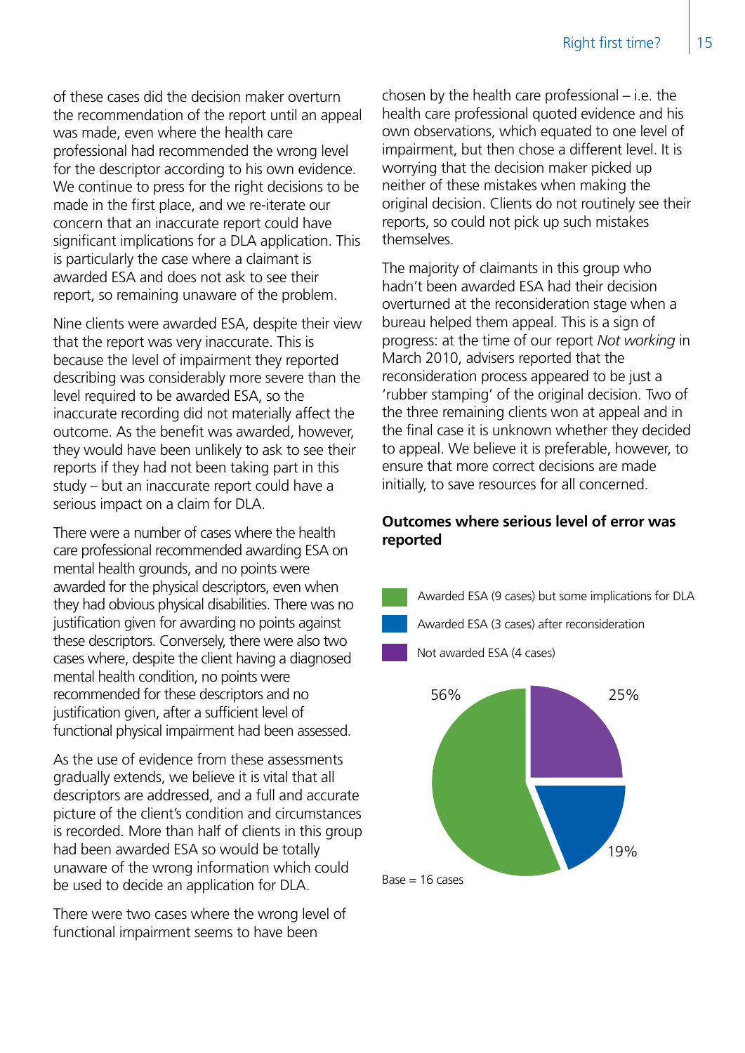of these cases did the decision maker overturn the recommendation of the report until an appeal was made, even where the health care professional had recommended the wrong level for the descriptor according to his own evidence. We continue to press for the right decisions to be made in the first place, and we re-iterate our concern that an inaccurate report could have significant implications for a DLA application. This is particularly the case where a claimant is awarded ESA and does not ask to see their report, so remaining unaware of the problem.

Nine clients were awarded ESA, despite their view that the report was very inaccurate. This is because the level of impairment they reported describing was considerably more severe than the level required to be awarded ESA, so the inaccurate recording did not materially affect the outcome. As the benefit was awarded, however, they would have been unlikely to ask to see their reports if they had not been taking part in this study – but an inaccurate report could have a serious impact on a claim for DLA.

There were a number of cases where the health care professional recommended awarding ESA on mental health grounds, and no points were awarded for the physical descriptors, even when they had obvious physical disabilities. There was no justification given for awarding no points against these descriptors. Conversely, there were also two cases where, despite the client having a diagnosed mental health condition, no points were recommended for these descriptors and no justification given, after a sufficient level of functional physical impairment had been assessed.

As the use of evidence from these assessments gradually extends, we believe it is vital that all descriptors are addressed, and a full and accurate picture of the client's condition and circumstances is recorded. More than half of clients in this group had been awarded ESA so would be totally unaware of the wrong information which could be used to decide an application for DLA.

There were two cases where the wrong level of functional impairment seems to have been chosen by the health care professional – i.e. the health care professional quoted evidence and his own observations, which equated to one level of impairment, but then chose a different level. It is worrying that the decision maker picked up neither of these mistakes when making the original decision. Clients do not routinely see their reports, so could not pick up such mistakes themselves.

The majority of claimants in this group who hadn't been awarded ESA had their decision overturned at the reconsideration stage when a bureau helped them appeal. This is a sign of progress: at the time of our report *Not working* in March 2010, advisers reported that the reconsideration process appeared to be just a 'rubber stamping' of the original decision. Two of the three remaining clients won at appeal and in the final case it is unknown whether they decided to appeal. We believe it is preferable, however, to ensure that more correct decisions are made initially, to save resources for all concerned.

**Outcomes where serious level of error was reported**

| Outcome | Percentage |
|---|---|
| Awarded ESA (9 cases) but some implications for DLA | 56% |
| Awarded ESA (3 cases) after reconsideration | 19% |
| Not awarded ESA (4 cases) | 25% |

Base = 16 cases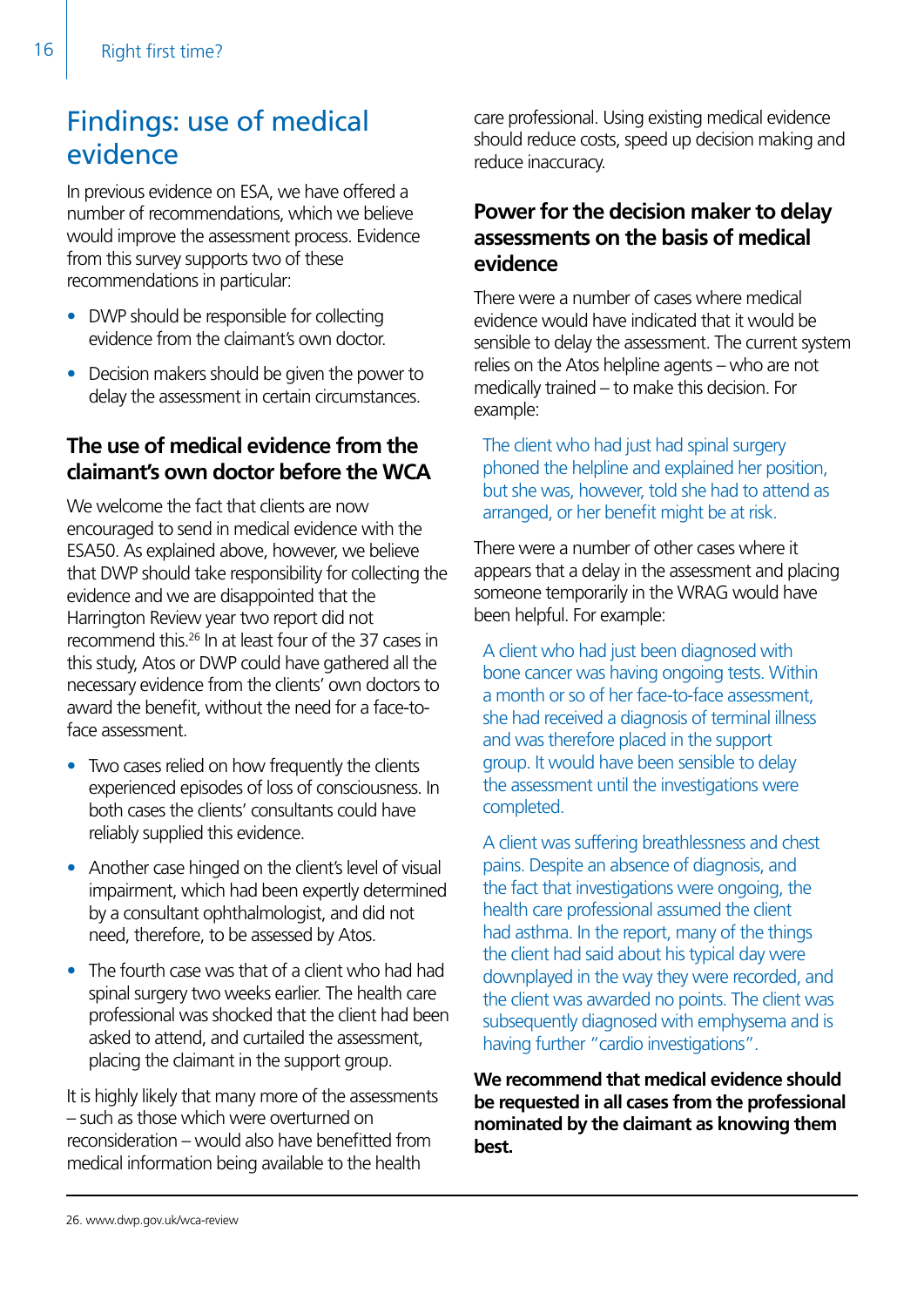# Findings: use of medical evidence

In previous evidence on ESA, we have offered a number of recommendations, which we believe would improve the assessment process. Evidence from this survey supports two of these recommendations in particular:

- DWP should be responsible for collecting evidence from the claimant's own doctor.
- Decision makers should be given the power to delay the assessment in certain circumstances.

## The use of medical evidence from the claimant's own doctor before the WCA

We welcome the fact that clients are now encouraged to send in medical evidence with the ESA50. As explained above, however, we believe that DWP should take responsibility for collecting the evidence and we are disappointed that the Harrington Review year two report did not recommend this.[26] In at least four of the 37 cases in this study, Atos or DWP could have gathered all the necessary evidence from the clients' own doctors to award the benefit, without the need for a face-to-face assessment.

- Two cases relied on how frequently the clients experienced episodes of loss of consciousness. In both cases the clients' consultants could have reliably supplied this evidence.
- Another case hinged on the client's level of visual impairment, which had been expertly determined by a consultant ophthalmologist, and did not need, therefore, to be assessed by Atos.
- The fourth case was that of a client who had had spinal surgery two weeks earlier. The health care professional was shocked that the client had been asked to attend, and curtailed the assessment, placing the claimant in the support group.

It is highly likely that many more of the assessments – such as those which were overturned on reconsideration – would also have benefitted from medical information being available to the health care professional. Using existing medical evidence should reduce costs, speed up decision making and reduce inaccuracy.

## Power for the decision maker to delay assessments on the basis of medical evidence

There were a number of cases where medical evidence would have indicated that it would be sensible to delay the assessment. The current system relies on the Atos helpline agents – who are not medically trained – to make this decision. For example:

> The client who had just had spinal surgery phoned the helpline and explained her position, but she was, however, told she had to attend as arranged, or her benefit might be at risk.

There were a number of other cases where it appears that a delay in the assessment and placing someone temporarily in the WRAG would have been helpful. For example:

> A client who had just been diagnosed with bone cancer was having ongoing tests. Within a month or so of her face-to-face assessment, she had received a diagnosis of terminal illness and was therefore placed in the support group. It would have been sensible to delay the assessment until the investigations were completed.

> A client was suffering breathlessness and chest pains. Despite an absence of diagnosis, and the fact that investigations were ongoing, the health care professional assumed the client had asthma. In the report, many of the things the client had said about his typical day were downplayed in the way they were recorded, and the client was awarded no points. The client was subsequently diagnosed with emphysema and is having further "cardio investigations".

**We recommend that medical evidence should be requested in all cases from the professional nominated by the claimant as knowing them best.**

26. www.dwp.gov.uk/wca-review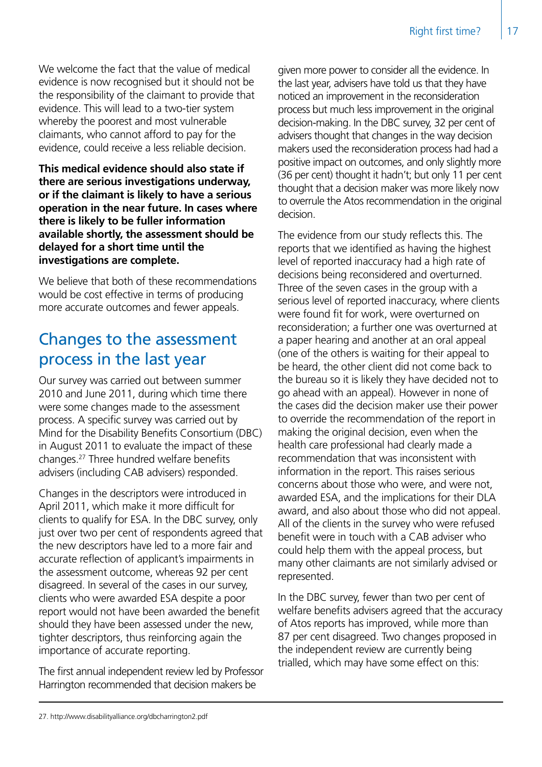We welcome the fact that the value of medical evidence is now recognised but it should not be the responsibility of the claimant to provide that evidence. This will lead to a two-tier system whereby the poorest and most vulnerable claimants, who cannot afford to pay for the evidence, could receive a less reliable decision.

**This medical evidence should also state if there are serious investigations underway, or if the claimant is likely to have a serious operation in the near future. In cases where there is likely to be fuller information available shortly, the assessment should be delayed for a short time until the investigations are complete.**

We believe that both of these recommendations would be cost effective in terms of producing more accurate outcomes and fewer appeals.

## Changes to the assessment process in the last year

Our survey was carried out between summer 2010 and June 2011, during which time there were some changes made to the assessment process. A specific survey was carried out by Mind for the Disability Benefits Consortium (DBC) in August 2011 to evaluate the impact of these changes.[27] Three hundred welfare benefits advisers (including CAB advisers) responded.

Changes in the descriptors were introduced in April 2011, which make it more difficult for clients to qualify for ESA. In the DBC survey, only just over two per cent of respondents agreed that the new descriptors have led to a more fair and accurate reflection of applicant's impairments in the assessment outcome, whereas 92 per cent disagreed. In several of the cases in our survey, clients who were awarded ESA despite a poor report would not have been awarded the benefit should they have been assessed under the new, tighter descriptors, thus reinforcing again the importance of accurate reporting.

The first annual independent review led by Professor Harrington recommended that decision makers be given more power to consider all the evidence. In the last year, advisers have told us that they have noticed an improvement in the reconsideration process but much less improvement in the original decision-making. In the DBC survey, 32 per cent of advisers thought that changes in the way decision makers used the reconsideration process had had a positive impact on outcomes, and only slightly more (36 per cent) thought it hadn't; but only 11 per cent thought that a decision maker was more likely now to overrule the Atos recommendation in the original decision.

The evidence from our study reflects this. The reports that we identified as having the highest level of reported inaccuracy had a high rate of decisions being reconsidered and overturned. Three of the seven cases in the group with a serious level of reported inaccuracy, where clients were found fit for work, were overturned on reconsideration; a further one was overturned at a paper hearing and another at an oral appeal (one of the others is waiting for their appeal to be heard, the other client did not come back to the bureau so it is likely they have decided not to go ahead with an appeal). However in none of the cases did the decision maker use their power to override the recommendation of the report in making the original decision, even when the health care professional had clearly made a recommendation that was inconsistent with information in the report. This raises serious concerns about those who were, and were not, awarded ESA, and the implications for their DLA award, and also about those who did not appeal. All of the clients in the survey who were refused benefit were in touch with a CAB adviser who could help them with the appeal process, but many other claimants are not similarly advised or represented.

In the DBC survey, fewer than two per cent of welfare benefits advisers agreed that the accuracy of Atos reports has improved, while more than 87 per cent disagreed. Two changes proposed in the independent review are currently being trialled, which may have some effect on this:

---

27. http://www.disabilityalliance.org/dbcharrington2.pdf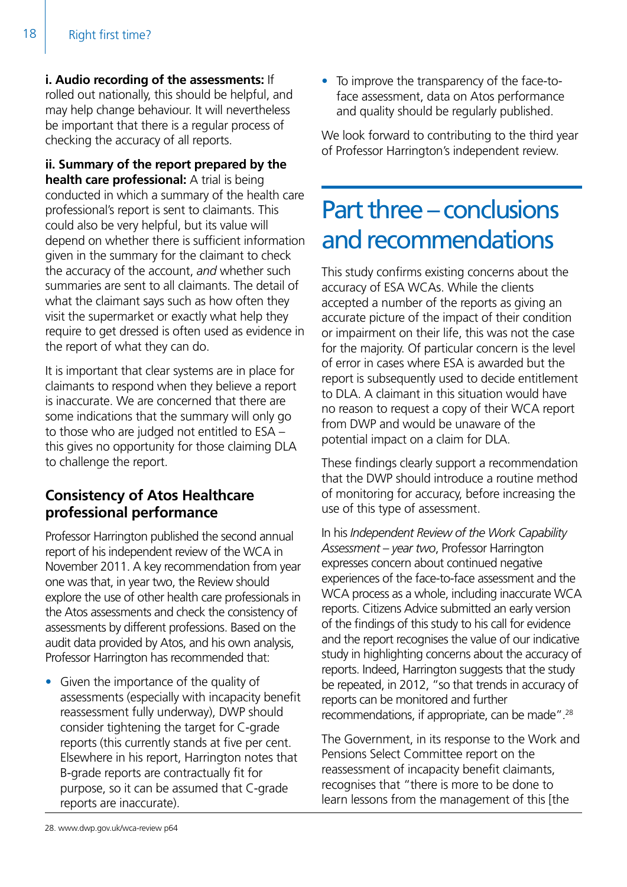**i. Audio recording of the assessments:** If rolled out nationally, this should be helpful, and may help change behaviour. It will nevertheless be important that there is a regular process of checking the accuracy of all reports.

**ii. Summary of the report prepared by the health care professional:** A trial is being conducted in which a summary of the health care professional's report is sent to claimants. This could also be very helpful, but its value will depend on whether there is sufficient information given in the summary for the claimant to check the accuracy of the account, *and* whether such summaries are sent to all claimants. The detail of what the claimant says such as how often they visit the supermarket or exactly what help they require to get dressed is often used as evidence in the report of what they can do.

It is important that clear systems are in place for claimants to respond when they believe a report is inaccurate. We are concerned that there are some indications that the summary will only go to those who are judged not entitled to ESA – this gives no opportunity for those claiming DLA to challenge the report.

### Consistency of Atos Healthcare professional performance

Professor Harrington published the second annual report of his independent review of the WCA in November 2011. A key recommendation from year one was that, in year two, the Review should explore the use of other health care professionals in the Atos assessments and check the consistency of assessments by different professions. Based on the audit data provided by Atos, and his own analysis, Professor Harrington has recommended that:

- Given the importance of the quality of assessments (especially with incapacity benefit reassessment fully underway), DWP should consider tightening the target for C-grade reports (this currently stands at five per cent. Elsewhere in his report, Harrington notes that B-grade reports are contractually fit for purpose, so it can be assumed that C-grade reports are inaccurate).
- To improve the transparency of the face-to-face assessment, data on Atos performance and quality should be regularly published.

We look forward to contributing to the third year of Professor Harrington's independent review.

## Part three – conclusions and recommendations

This study confirms existing concerns about the accuracy of ESA WCAs. While the clients accepted a number of the reports as giving an accurate picture of the impact of their condition or impairment on their life, this was not the case for the majority. Of particular concern is the level of error in cases where ESA is awarded but the report is subsequently used to decide entitlement to DLA. A claimant in this situation would have no reason to request a copy of their WCA report from DWP and would be unaware of the potential impact on a claim for DLA.

These findings clearly support a recommendation that the DWP should introduce a routine method of monitoring for accuracy, before increasing the use of this type of assessment.

In his *Independent Review of the Work Capability Assessment – year two*, Professor Harrington expresses concern about continued negative experiences of the face-to-face assessment and the WCA process as a whole, including inaccurate WCA reports. Citizens Advice submitted an early version of the findings of this study to his call for evidence and the report recognises the value of our indicative study in highlighting concerns about the accuracy of reports. Indeed, Harrington suggests that the study be repeated, in 2012, "so that trends in accuracy of reports can be monitored and further recommendations, if appropriate, can be made".[28]

The Government, in its response to the Work and Pensions Select Committee report on the reassessment of incapacity benefit claimants, recognises that "there is more to be done to learn lessons from the management of this [the

28. www.dwp.gov.uk/wca-review p64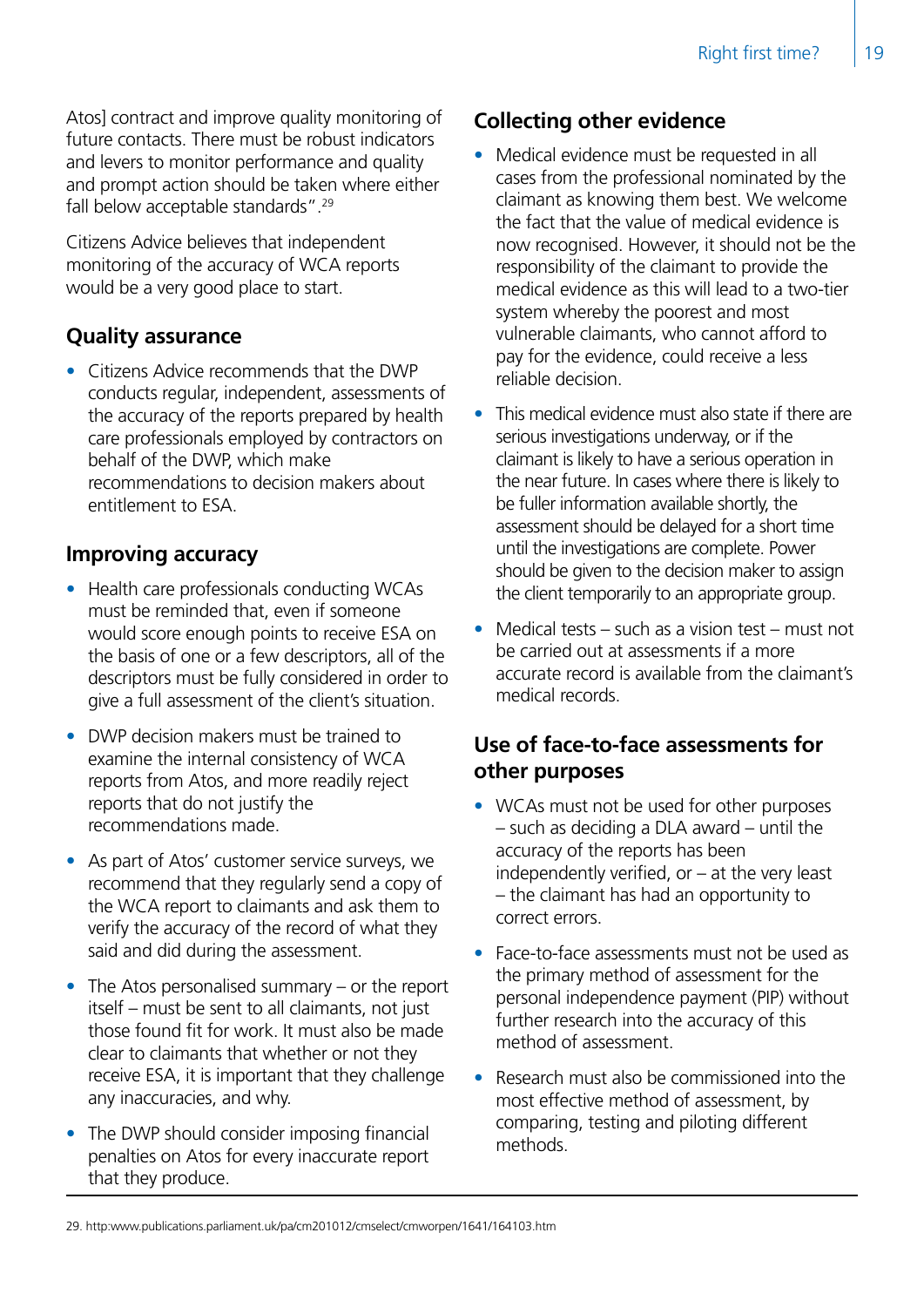Atos] contract and improve quality monitoring of future contacts. There must be robust indicators and levers to monitor performance and quality and prompt action should be taken where either fall below acceptable standards".[29]

Citizens Advice believes that independent monitoring of the accuracy of WCA reports would be a very good place to start.

## Quality assurance

- Citizens Advice recommends that the DWP conducts regular, independent, assessments of the accuracy of the reports prepared by health care professionals employed by contractors on behalf of the DWP, which make recommendations to decision makers about entitlement to ESA.

## Improving accuracy

- Health care professionals conducting WCAs must be reminded that, even if someone would score enough points to receive ESA on the basis of one or a few descriptors, all of the descriptors must be fully considered in order to give a full assessment of the client's situation.
- DWP decision makers must be trained to examine the internal consistency of WCA reports from Atos, and more readily reject reports that do not justify the recommendations made.
- As part of Atos' customer service surveys, we recommend that they regularly send a copy of the WCA report to claimants and ask them to verify the accuracy of the record of what they said and did during the assessment.
- The Atos personalised summary – or the report itself – must be sent to all claimants, not just those found fit for work. It must also be made clear to claimants that whether or not they receive ESA, it is important that they challenge any inaccuracies, and why.
- The DWP should consider imposing financial penalties on Atos for every inaccurate report that they produce.

## Collecting other evidence

- Medical evidence must be requested in all cases from the professional nominated by the claimant as knowing them best. We welcome the fact that the value of medical evidence is now recognised. However, it should not be the responsibility of the claimant to provide the medical evidence as this will lead to a two-tier system whereby the poorest and most vulnerable claimants, who cannot afford to pay for the evidence, could receive a less reliable decision.
- This medical evidence must also state if there are serious investigations underway, or if the claimant is likely to have a serious operation in the near future. In cases where there is likely to be fuller information available shortly, the assessment should be delayed for a short time until the investigations are complete. Power should be given to the decision maker to assign the client temporarily to an appropriate group.
- Medical tests – such as a vision test – must not be carried out at assessments if a more accurate record is available from the claimant's medical records.

## Use of face-to-face assessments for other purposes

- WCAs must not be used for other purposes – such as deciding a DLA award – until the accuracy of the reports has been independently verified, or – at the very least – the claimant has had an opportunity to correct errors.
- Face-to-face assessments must not be used as the primary method of assessment for the personal independence payment (PIP) without further research into the accuracy of this method of assessment.
- Research must also be commissioned into the most effective method of assessment, by comparing, testing and piloting different methods.

---

29. http:www.publications.parliament.uk/pa/cm201012/cmselect/cmworpen/1641/164103.htm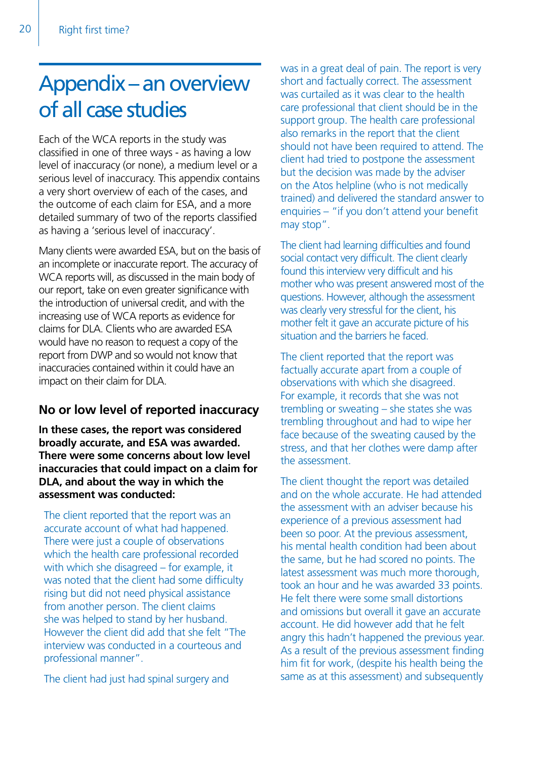# Appendix – an overview of all case studies

Each of the WCA reports in the study was classified in one of three ways - as having a low level of inaccuracy (or none), a medium level or a serious level of inaccuracy. This appendix contains a very short overview of each of the cases, and the outcome of each claim for ESA, and a more detailed summary of two of the reports classified as having a 'serious level of inaccuracy'.

Many clients were awarded ESA, but on the basis of an incomplete or inaccurate report. The accuracy of WCA reports will, as discussed in the main body of our report, take on even greater significance with the introduction of universal credit, and with the increasing use of WCA reports as evidence for claims for DLA. Clients who are awarded ESA would have no reason to request a copy of the report from DWP and so would not know that inaccuracies contained within it could have an impact on their claim for DLA.

## No or low level of reported inaccuracy

**In these cases, the report was considered broadly accurate, and ESA was awarded. There were some concerns about low level inaccuracies that could impact on a claim for DLA, and about the way in which the assessment was conducted:**

The client reported that the report was an accurate account of what had happened. There were just a couple of observations which the health care professional recorded with which she disagreed – for example, it was noted that the client had some difficulty rising but did not need physical assistance from another person. The client claims she was helped to stand by her husband. However the client did add that she felt "The interview was conducted in a courteous and professional manner".

The client had just had spinal surgery and was in a great deal of pain. The report is very short and factually correct. The assessment was curtailed as it was clear to the health care professional that client should be in the support group. The health care professional also remarks in the report that the client should not have been required to attend. The client had tried to postpone the assessment but the decision was made by the adviser on the Atos helpline (who is not medically trained) and delivered the standard answer to enquiries – "if you don't attend your benefit may stop".

The client had learning difficulties and found social contact very difficult. The client clearly found this interview very difficult and his mother who was present answered most of the questions. However, although the assessment was clearly very stressful for the client, his mother felt it gave an accurate picture of his situation and the barriers he faced.

The client reported that the report was factually accurate apart from a couple of observations with which she disagreed. For example, it records that she was not trembling or sweating – she states she was trembling throughout and had to wipe her face because of the sweating caused by the stress, and that her clothes were damp after the assessment.

The client thought the report was detailed and on the whole accurate. He had attended the assessment with an adviser because his experience of a previous assessment had been so poor. At the previous assessment, his mental health condition had been about the same, but he had scored no points. The latest assessment was much more thorough, took an hour and he was awarded 33 points. He felt there were some small distortions and omissions but overall it gave an accurate account. He did however add that he felt angry this hadn't happened the previous year. As a result of the previous assessment finding him fit for work, (despite his health being the same as at this assessment) and subsequently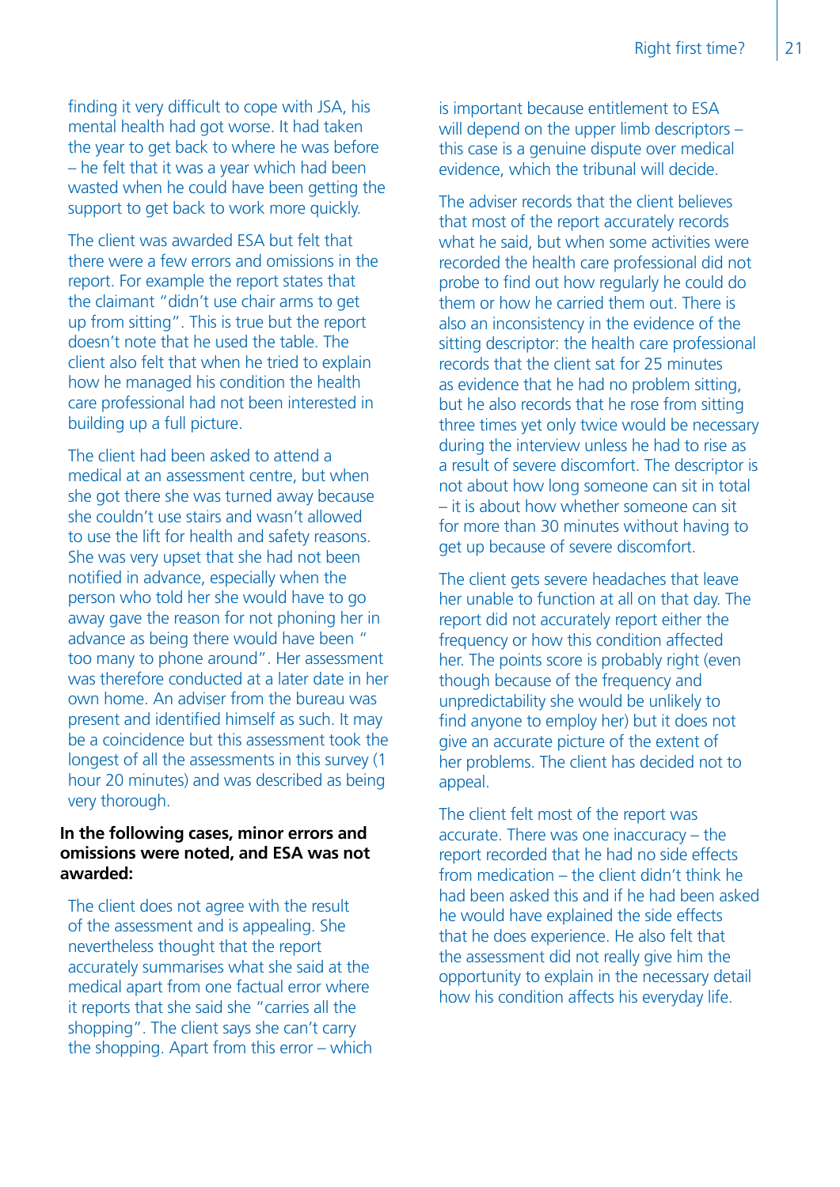finding it very difficult to cope with JSA, his mental health had got worse. It had taken the year to get back to where he was before – he felt that it was a year which had been wasted when he could have been getting the support to get back to work more quickly.

The client was awarded ESA but felt that there were a few errors and omissions in the report. For example the report states that the claimant "didn't use chair arms to get up from sitting". This is true but the report doesn't note that he used the table. The client also felt that when he tried to explain how he managed his condition the health care professional had not been interested in building up a full picture.

The client had been asked to attend a medical at an assessment centre, but when she got there she was turned away because she couldn't use stairs and wasn't allowed to use the lift for health and safety reasons. She was very upset that she had not been notified in advance, especially when the person who told her she would have to go away gave the reason for not phoning her in advance as being there would have been " too many to phone around". Her assessment was therefore conducted at a later date in her own home. An adviser from the bureau was present and identified himself as such. It may be a coincidence but this assessment took the longest of all the assessments in this survey (1 hour 20 minutes) and was described as being very thorough.

**In the following cases, minor errors and omissions were noted, and ESA was not awarded:**

The client does not agree with the result of the assessment and is appealing. She nevertheless thought that the report accurately summarises what she said at the medical apart from one factual error where it reports that she said she "carries all the shopping". The client says she can't carry the shopping. Apart from this error – which is important because entitlement to ESA will depend on the upper limb descriptors – this case is a genuine dispute over medical evidence, which the tribunal will decide.

The adviser records that the client believes that most of the report accurately records what he said, but when some activities were recorded the health care professional did not probe to find out how regularly he could do them or how he carried them out. There is also an inconsistency in the evidence of the sitting descriptor: the health care professional records that the client sat for 25 minutes as evidence that he had no problem sitting, but he also records that he rose from sitting three times yet only twice would be necessary during the interview unless he had to rise as a result of severe discomfort. The descriptor is not about how long someone can sit in total – it is about how whether someone can sit for more than 30 minutes without having to get up because of severe discomfort.

The client gets severe headaches that leave her unable to function at all on that day. The report did not accurately report either the frequency or how this condition affected her. The points score is probably right (even though because of the frequency and unpredictability she would be unlikely to find anyone to employ her) but it does not give an accurate picture of the extent of her problems. The client has decided not to appeal.

The client felt most of the report was accurate. There was one inaccuracy – the report recorded that he had no side effects from medication – the client didn't think he had been asked this and if he had been asked he would have explained the side effects that he does experience. He also felt that the assessment did not really give him the opportunity to explain in the necessary detail how his condition affects his everyday life.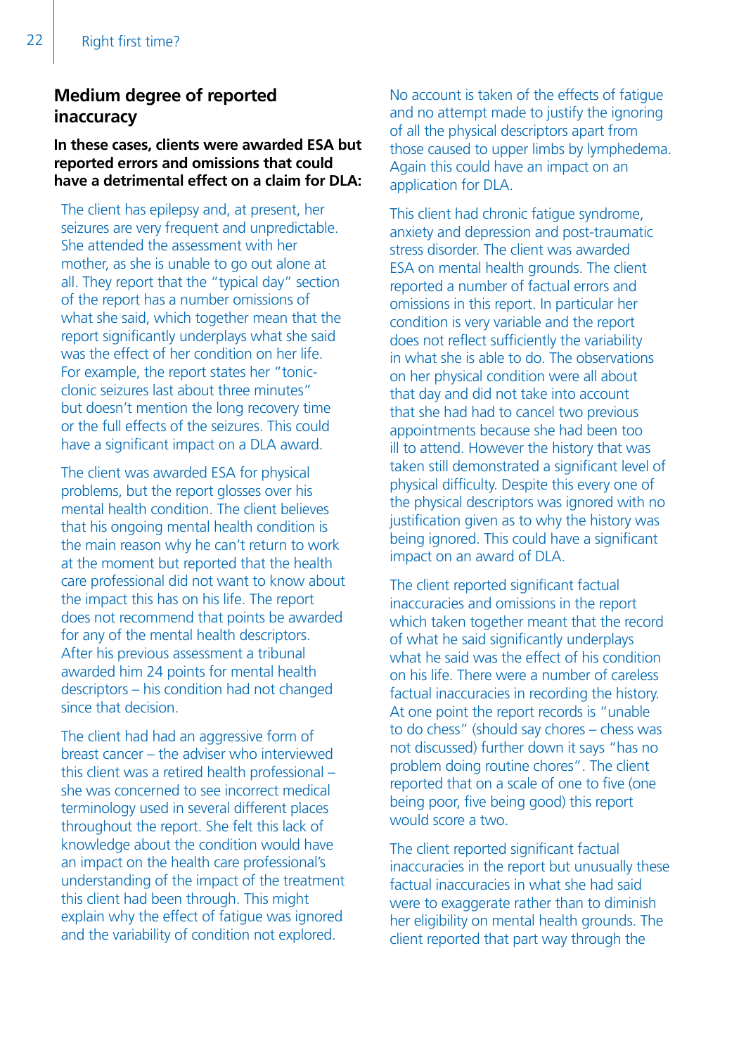## Medium degree of reported inaccuracy

**In these cases, clients were awarded ESA but reported errors and omissions that could have a detrimental effect on a claim for DLA:**

The client has epilepsy and, at present, her seizures are very frequent and unpredictable. She attended the assessment with her mother, as she is unable to go out alone at all. They report that the "typical day" section of the report has a number omissions of what she said, which together mean that the report significantly underplays what she said was the effect of her condition on her life. For example, the report states her "tonic-clonic seizures last about three minutes" but doesn't mention the long recovery time or the full effects of the seizures. This could have a significant impact on a DLA award.

The client was awarded ESA for physical problems, but the report glosses over his mental health condition. The client believes that his ongoing mental health condition is the main reason why he can't return to work at the moment but reported that the health care professional did not want to know about the impact this has on his life. The report does not recommend that points be awarded for any of the mental health descriptors. After his previous assessment a tribunal awarded him 24 points for mental health descriptors – his condition had not changed since that decision.

The client had had an aggressive form of breast cancer – the adviser who interviewed this client was a retired health professional – she was concerned to see incorrect medical terminology used in several different places throughout the report. She felt this lack of knowledge about the condition would have an impact on the health care professional's understanding of the impact of the treatment this client had been through. This might explain why the effect of fatigue was ignored and the variability of condition not explored. No account is taken of the effects of fatigue and no attempt made to justify the ignoring of all the physical descriptors apart from those caused to upper limbs by lymphedema. Again this could have an impact on an application for DLA.

This client had chronic fatigue syndrome, anxiety and depression and post-traumatic stress disorder. The client was awarded ESA on mental health grounds. The client reported a number of factual errors and omissions in this report. In particular her condition is very variable and the report does not reflect sufficiently the variability in what she is able to do. The observations on her physical condition were all about that day and did not take into account that she had had to cancel two previous appointments because she had been too ill to attend. However the history that was taken still demonstrated a significant level of physical difficulty. Despite this every one of the physical descriptors was ignored with no justification given as to why the history was being ignored. This could have a significant impact on an award of DLA.

The client reported significant factual inaccuracies and omissions in the report which taken together meant that the record of what he said significantly underplays what he said was the effect of his condition on his life. There were a number of careless factual inaccuracies in recording the history. At one point the report records is "unable to do chess" (should say chores – chess was not discussed) further down it says "has no problem doing routine chores". The client reported that on a scale of one to five (one being poor, five being good) this report would score a two.

The client reported significant factual inaccuracies in the report but unusually these factual inaccuracies in what she had said were to exaggerate rather than to diminish her eligibility on mental health grounds. The client reported that part way through the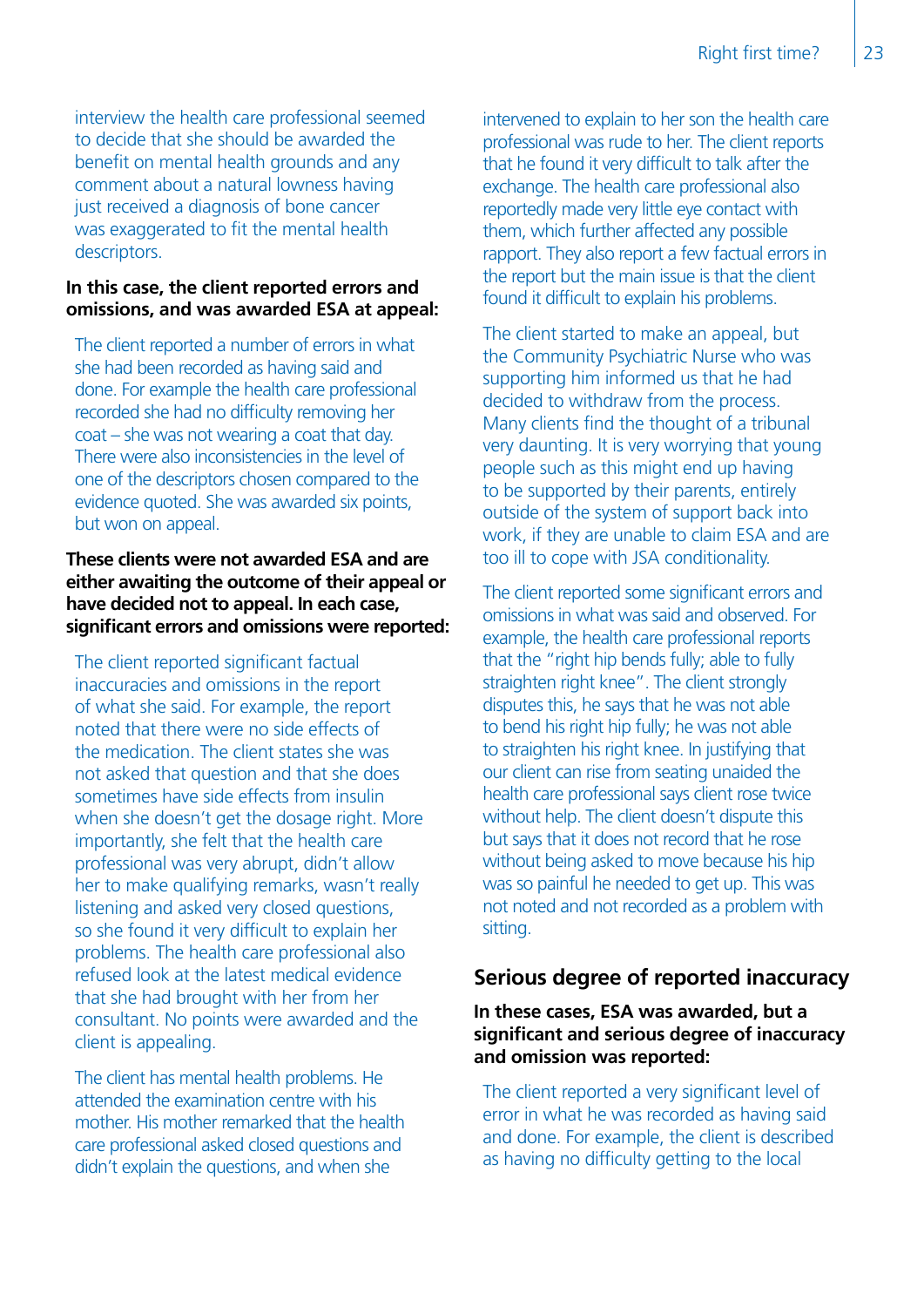interview the health care professional seemed to decide that she should be awarded the benefit on mental health grounds and any comment about a natural lowness having just received a diagnosis of bone cancer was exaggerated to fit the mental health descriptors.

**In this case, the client reported errors and omissions, and was awarded ESA at appeal:**

The client reported a number of errors in what she had been recorded as having said and done. For example the health care professional recorded she had no difficulty removing her coat – she was not wearing a coat that day. There were also inconsistencies in the level of one of the descriptors chosen compared to the evidence quoted. She was awarded six points, but won on appeal.

**These clients were not awarded ESA and are either awaiting the outcome of their appeal or have decided not to appeal. In each case, significant errors and omissions were reported:**

The client reported significant factual inaccuracies and omissions in the report of what she said. For example, the report noted that there were no side effects of the medication. The client states she was not asked that question and that she does sometimes have side effects from insulin when she doesn't get the dosage right. More importantly, she felt that the health care professional was very abrupt, didn't allow her to make qualifying remarks, wasn't really listening and asked very closed questions, so she found it very difficult to explain her problems. The health care professional also refused look at the latest medical evidence that she had brought with her from her consultant. No points were awarded and the client is appealing.

The client has mental health problems. He attended the examination centre with his mother. His mother remarked that the health care professional asked closed questions and didn't explain the questions, and when she intervened to explain to her son the health care professional was rude to her. The client reports that he found it very difficult to talk after the exchange. The health care professional also reportedly made very little eye contact with them, which further affected any possible rapport. They also report a few factual errors in the report but the main issue is that the client found it difficult to explain his problems.

The client started to make an appeal, but the Community Psychiatric Nurse who was supporting him informed us that he had decided to withdraw from the process. Many clients find the thought of a tribunal very daunting. It is very worrying that young people such as this might end up having to be supported by their parents, entirely outside of the system of support back into work, if they are unable to claim ESA and are too ill to cope with JSA conditionality.

The client reported some significant errors and omissions in what was said and observed. For example, the health care professional reports that the "right hip bends fully; able to fully straighten right knee". The client strongly disputes this, he says that he was not able to bend his right hip fully; he was not able to straighten his right knee. In justifying that our client can rise from seating unaided the health care professional says client rose twice without help. The client doesn't dispute this but says that it does not record that he rose without being asked to move because his hip was so painful he needed to get up. This was not noted and not recorded as a problem with sitting.

## Serious degree of reported inaccuracy

**In these cases, ESA was awarded, but a significant and serious degree of inaccuracy and omission was reported:**

The client reported a very significant level of error in what he was recorded as having said and done. For example, the client is described as having no difficulty getting to the local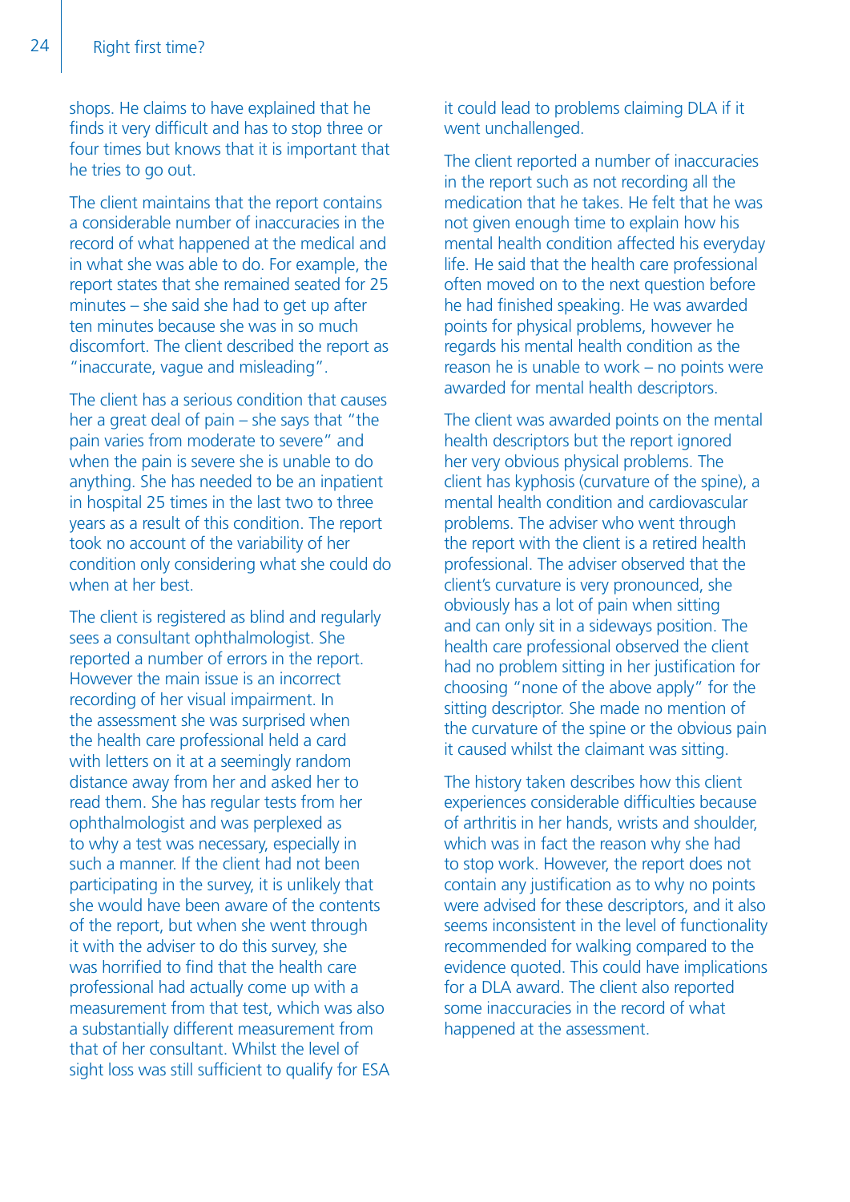shops. He claims to have explained that he finds it very difficult and has to stop three or four times but knows that it is important that he tries to go out.

The client maintains that the report contains a considerable number of inaccuracies in the record of what happened at the medical and in what she was able to do. For example, the report states that she remained seated for 25 minutes – she said she had to get up after ten minutes because she was in so much discomfort. The client described the report as "inaccurate, vague and misleading".

The client has a serious condition that causes her a great deal of pain – she says that "the pain varies from moderate to severe" and when the pain is severe she is unable to do anything. She has needed to be an inpatient in hospital 25 times in the last two to three years as a result of this condition. The report took no account of the variability of her condition only considering what she could do when at her best.

The client is registered as blind and regularly sees a consultant ophthalmologist. She reported a number of errors in the report. However the main issue is an incorrect recording of her visual impairment. In the assessment she was surprised when the health care professional held a card with letters on it at a seemingly random distance away from her and asked her to read them. She has regular tests from her ophthalmologist and was perplexed as to why a test was necessary, especially in such a manner. If the client had not been participating in the survey, it is unlikely that she would have been aware of the contents of the report, but when she went through it with the adviser to do this survey, she was horrified to find that the health care professional had actually come up with a measurement from that test, which was also a substantially different measurement from that of her consultant. Whilst the level of sight loss was still sufficient to qualify for ESA it could lead to problems claiming DLA if it went unchallenged.

The client reported a number of inaccuracies in the report such as not recording all the medication that he takes. He felt that he was not given enough time to explain how his mental health condition affected his everyday life. He said that the health care professional often moved on to the next question before he had finished speaking. He was awarded points for physical problems, however he regards his mental health condition as the reason he is unable to work – no points were awarded for mental health descriptors.

The client was awarded points on the mental health descriptors but the report ignored her very obvious physical problems. The client has kyphosis (curvature of the spine), a mental health condition and cardiovascular problems. The adviser who went through the report with the client is a retired health professional. The adviser observed that the client's curvature is very pronounced, she obviously has a lot of pain when sitting and can only sit in a sideways position. The health care professional observed the client had no problem sitting in her justification for choosing "none of the above apply" for the sitting descriptor. She made no mention of the curvature of the spine or the obvious pain it caused whilst the claimant was sitting.

The history taken describes how this client experiences considerable difficulties because of arthritis in her hands, wrists and shoulder, which was in fact the reason why she had to stop work. However, the report does not contain any justification as to why no points were advised for these descriptors, and it also seems inconsistent in the level of functionality recommended for walking compared to the evidence quoted. This could have implications for a DLA award. The client also reported some inaccuracies in the record of what happened at the assessment.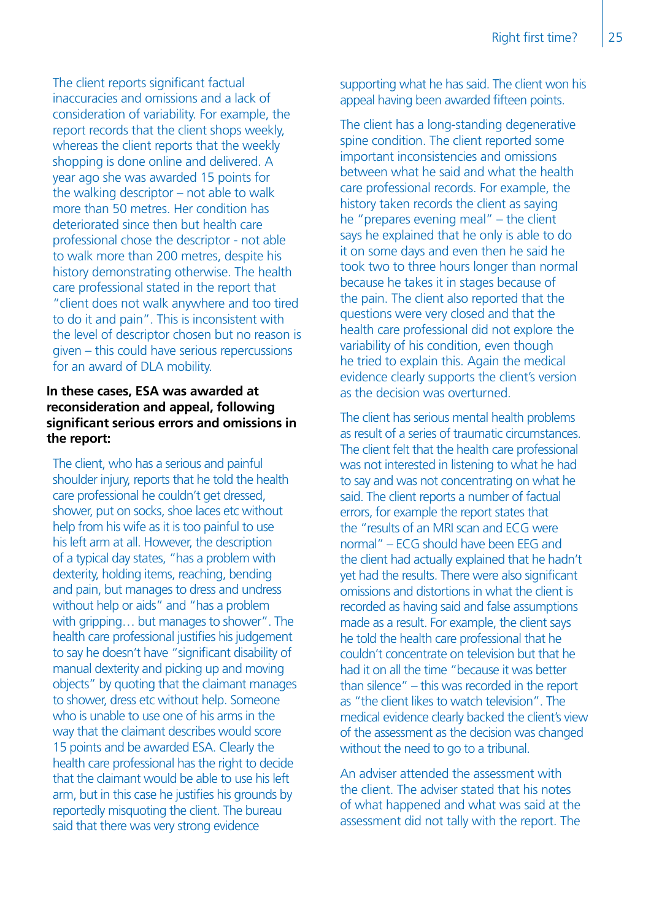The client reports significant factual inaccuracies and omissions and a lack of consideration of variability. For example, the report records that the client shops weekly, whereas the client reports that the weekly shopping is done online and delivered. A year ago she was awarded 15 points for the walking descriptor – not able to walk more than 50 metres. Her condition has deteriorated since then but health care professional chose the descriptor - not able to walk more than 200 metres, despite his history demonstrating otherwise. The health care professional stated in the report that "client does not walk anywhere and too tired to do it and pain". This is inconsistent with the level of descriptor chosen but no reason is given – this could have serious repercussions for an award of DLA mobility.

**In these cases, ESA was awarded at reconsideration and appeal, following significant serious errors and omissions in the report:**

The client, who has a serious and painful shoulder injury, reports that he told the health care professional he couldn't get dressed, shower, put on socks, shoe laces etc without help from his wife as it is too painful to use his left arm at all. However, the description of a typical day states, "has a problem with dexterity, holding items, reaching, bending and pain, but manages to dress and undress without help or aids" and "has a problem with gripping… but manages to shower". The health care professional justifies his judgement to say he doesn't have "significant disability of manual dexterity and picking up and moving objects" by quoting that the claimant manages to shower, dress etc without help. Someone who is unable to use one of his arms in the way that the claimant describes would score 15 points and be awarded ESA. Clearly the health care professional has the right to decide that the claimant would be able to use his left arm, but in this case he justifies his grounds by reportedly misquoting the client. The bureau said that there was very strong evidence supporting what he has said. The client won his appeal having been awarded fifteen points.

The client has a long-standing degenerative spine condition. The client reported some important inconsistencies and omissions between what he said and what the health care professional records. For example, the history taken records the client as saying he "prepares evening meal" – the client says he explained that he only is able to do it on some days and even then he said he took two to three hours longer than normal because he takes it in stages because of the pain. The client also reported that the questions were very closed and that the health care professional did not explore the variability of his condition, even though he tried to explain this. Again the medical evidence clearly supports the client's version as the decision was overturned.

The client has serious mental health problems as result of a series of traumatic circumstances. The client felt that the health care professional was not interested in listening to what he had to say and was not concentrating on what he said. The client reports a number of factual errors, for example the report states that the "results of an MRI scan and ECG were normal" – ECG should have been EEG and the client had actually explained that he hadn't yet had the results. There were also significant omissions and distortions in what the client is recorded as having said and false assumptions made as a result. For example, the client says he told the health care professional that he couldn't concentrate on television but that he had it on all the time "because it was better than silence" – this was recorded in the report as "the client likes to watch television". The medical evidence clearly backed the client's view of the assessment as the decision was changed without the need to go to a tribunal.

An adviser attended the assessment with the client. The adviser stated that his notes of what happened and what was said at the assessment did not tally with the report. The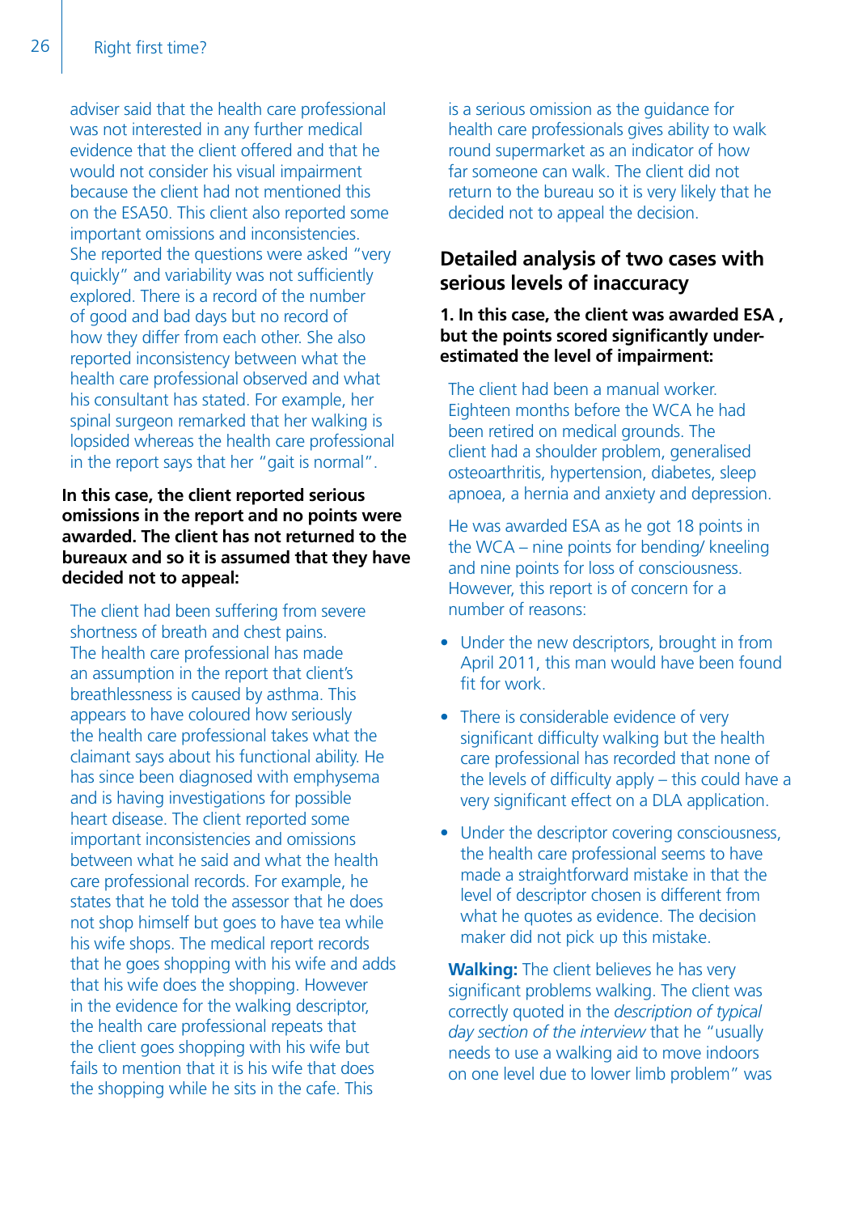adviser said that the health care professional was not interested in any further medical evidence that the client offered and that he would not consider his visual impairment because the client had not mentioned this on the ESA50. This client also reported some important omissions and inconsistencies. She reported the questions were asked "very quickly" and variability was not sufficiently explored. There is a record of the number of good and bad days but no record of how they differ from each other. She also reported inconsistency between what the health care professional observed and what his consultant has stated. For example, her spinal surgeon remarked that her walking is lopsided whereas the health care professional in the report says that her "gait is normal".

**In this case, the client reported serious omissions in the report and no points were awarded. The client has not returned to the bureaux and so it is assumed that they have decided not to appeal:**

The client had been suffering from severe shortness of breath and chest pains. The health care professional has made an assumption in the report that client's breathlessness is caused by asthma. This appears to have coloured how seriously the health care professional takes what the claimant says about his functional ability. He has since been diagnosed with emphysema and is having investigations for possible heart disease. The client reported some important inconsistencies and omissions between what he said and what the health care professional records. For example, he states that he told the assessor that he does not shop himself but goes to have tea while his wife shops. The medical report records that he goes shopping with his wife and adds that his wife does the shopping. However in the evidence for the walking descriptor, the health care professional repeats that the client goes shopping with his wife but fails to mention that it is his wife that does the shopping while he sits in the cafe. This is a serious omission as the guidance for health care professionals gives ability to walk round supermarket as an indicator of how far someone can walk. The client did not return to the bureau so it is very likely that he decided not to appeal the decision.

## Detailed analysis of two cases with serious levels of inaccuracy

**1. In this case, the client was awarded ESA , but the points scored significantly under-estimated the level of impairment:**

The client had been a manual worker. Eighteen months before the WCA he had been retired on medical grounds. The client had a shoulder problem, generalised osteoarthritis, hypertension, diabetes, sleep apnoea, a hernia and anxiety and depression.

He was awarded ESA as he got 18 points in the WCA – nine points for bending/ kneeling and nine points for loss of consciousness. However, this report is of concern for a number of reasons:

- Under the new descriptors, brought in from April 2011, this man would have been found fit for work.
- There is considerable evidence of very significant difficulty walking but the health care professional has recorded that none of the levels of difficulty apply – this could have a very significant effect on a DLA application.
- Under the descriptor covering consciousness, the health care professional seems to have made a straightforward mistake in that the level of descriptor chosen is different from what he quotes as evidence. The decision maker did not pick up this mistake.

**Walking:** The client believes he has very significant problems walking. The client was correctly quoted in the *description of typical day section of the interview* that he "usually needs to use a walking aid to move indoors on one level due to lower limb problem" was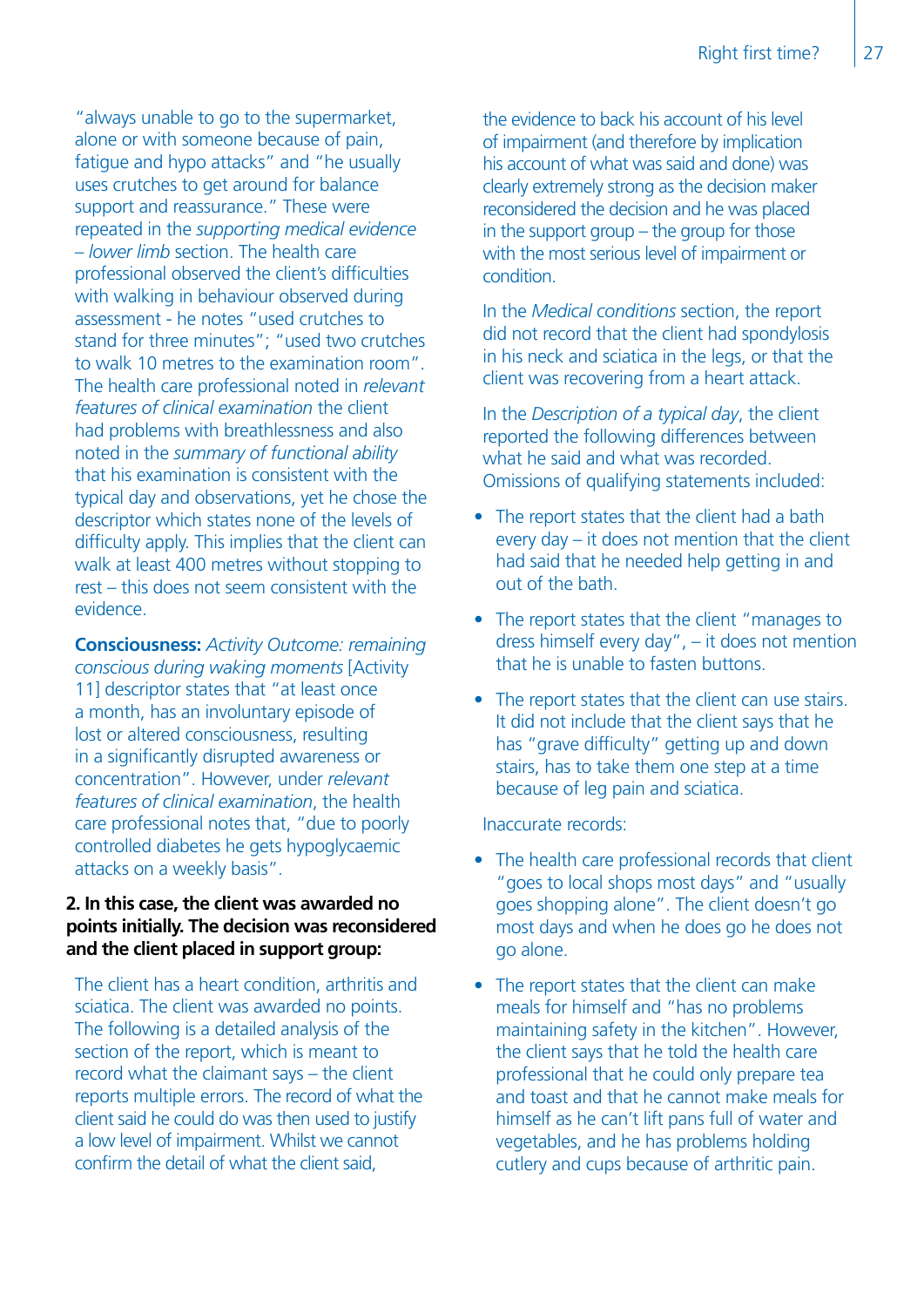"always unable to go to the supermarket, alone or with someone because of pain, fatigue and hypo attacks" and "he usually uses crutches to get around for balance support and reassurance." These were repeated in the *supporting medical evidence – lower limb* section. The health care professional observed the client's difficulties with walking in behaviour observed during assessment - he notes "used crutches to stand for three minutes"; "used two crutches to walk 10 metres to the examination room". The health care professional noted in *relevant features of clinical examination* the client had problems with breathlessness and also noted in the *summary of functional ability* that his examination is consistent with the typical day and observations, yet he chose the descriptor which states none of the levels of difficulty apply. This implies that the client can walk at least 400 metres without stopping to rest – this does not seem consistent with the evidence.

**Consciousness:** *Activity Outcome: remaining conscious during waking moments* [Activity 11] descriptor states that "at least once a month, has an involuntary episode of lost or altered consciousness, resulting in a significantly disrupted awareness or concentration". However, under *relevant features of clinical examination*, the health care professional notes that, "due to poorly controlled diabetes he gets hypoglycaemic attacks on a weekly basis".

**2. In this case, the client was awarded no points initially. The decision was reconsidered and the client placed in support group:**

The client has a heart condition, arthritis and sciatica. The client was awarded no points. The following is a detailed analysis of the section of the report, which is meant to record what the claimant says – the client reports multiple errors. The record of what the client said he could do was then used to justify a low level of impairment. Whilst we cannot confirm the detail of what the client said, the evidence to back his account of his level of impairment (and therefore by implication his account of what was said and done) was clearly extremely strong as the decision maker reconsidered the decision and he was placed in the support group – the group for those with the most serious level of impairment or condition.

In the *Medical conditions* section, the report did not record that the client had spondylosis in his neck and sciatica in the legs, or that the client was recovering from a heart attack.

In the *Description of a typical day*, the client reported the following differences between what he said and what was recorded. Omissions of qualifying statements included:

- The report states that the client had a bath every day – it does not mention that the client had said that he needed help getting in and out of the bath.
- The report states that the client "manages to dress himself every day", – it does not mention that he is unable to fasten buttons.
- The report states that the client can use stairs. It did not include that the client says that he has "grave difficulty" getting up and down stairs, has to take them one step at a time because of leg pain and sciatica.

Inaccurate records:

- The health care professional records that client "goes to local shops most days" and "usually goes shopping alone". The client doesn't go most days and when he does go he does not go alone.
- The report states that the client can make meals for himself and "has no problems maintaining safety in the kitchen". However, the client says that he told the health care professional that he could only prepare tea and toast and that he cannot make meals for himself as he can't lift pans full of water and vegetables, and he has problems holding cutlery and cups because of arthritic pain.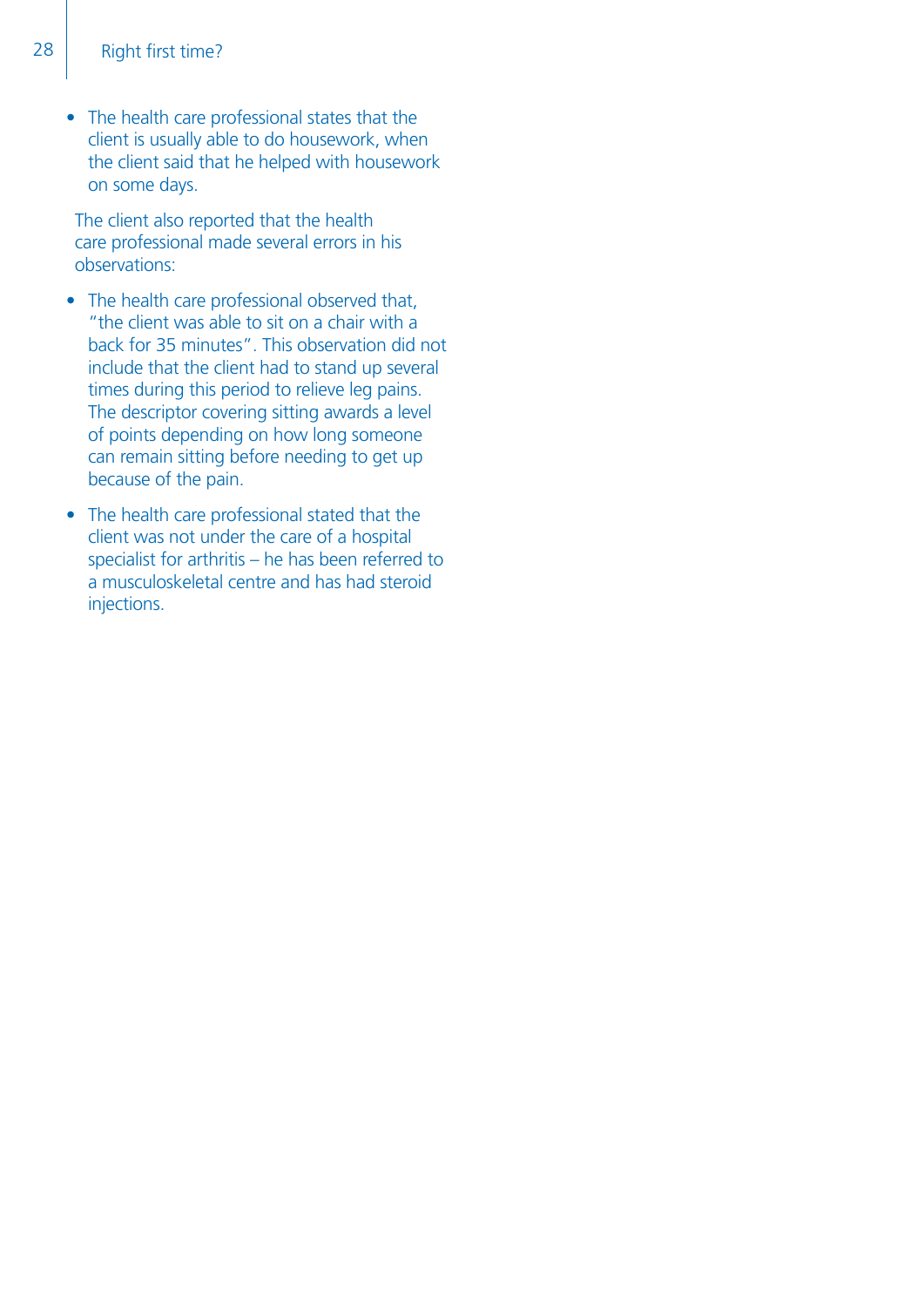- The health care professional states that the client is usually able to do housework, when the client said that he helped with housework on some days.

The client also reported that the health care professional made several errors in his observations:

- The health care professional observed that, "the client was able to sit on a chair with a back for 35 minutes". This observation did not include that the client had to stand up several times during this period to relieve leg pains. The descriptor covering sitting awards a level of points depending on how long someone can remain sitting before needing to get up because of the pain.
- The health care professional stated that the client was not under the care of a hospital specialist for arthritis – he has been referred to a musculoskeletal centre and has had steroid injections.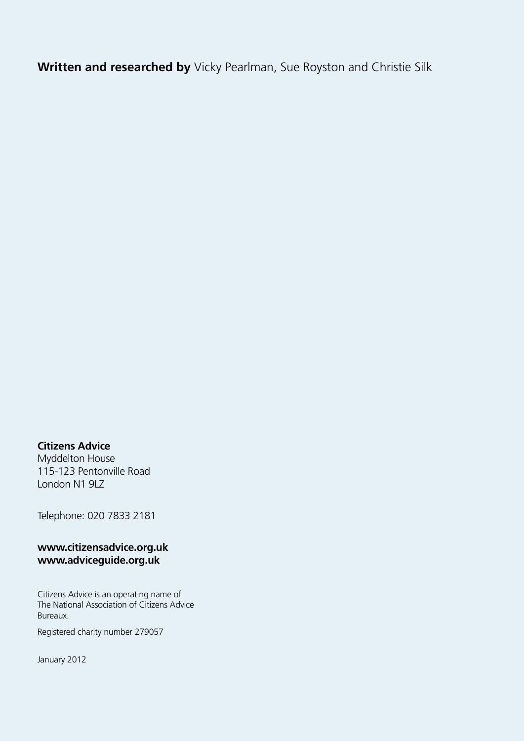**Written and researched by** Vicky Pearlman, Sue Royston and Christie Silk

**Citizens Advice**
Myddelton House
115-123 Pentonville Road
London N1 9LZ

Telephone: 020 7833 2181

**www.citizensadvice.org.uk**
**www.adviceguide.org.uk**

Citizens Advice is an operating name of The National Association of Citizens Advice Bureaux.

Registered charity number 279057

January 2012